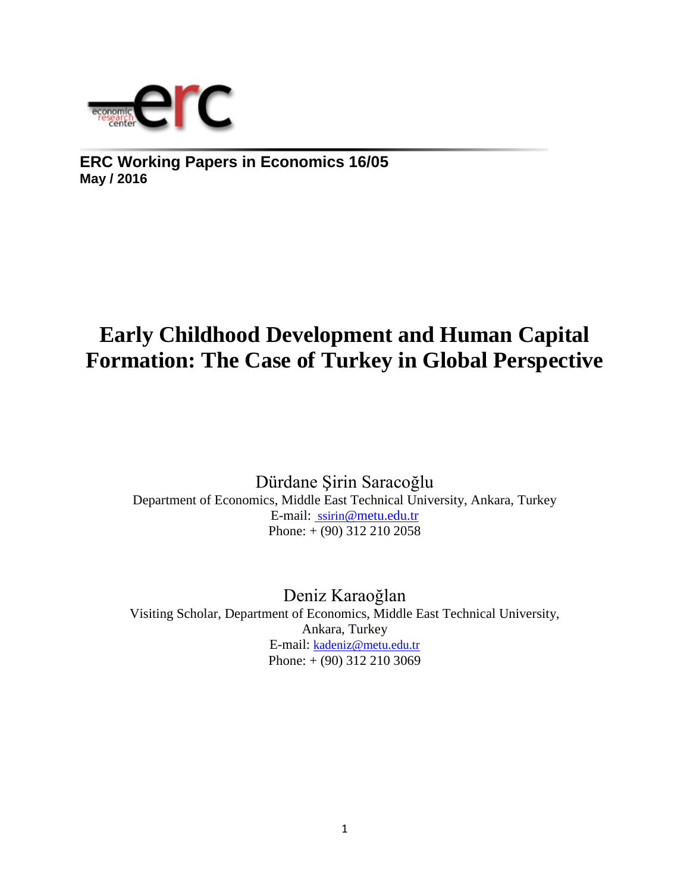**ERC Working Papers in Economics 16/05**
**May / 2016**

# Early Childhood Development and Human Capital Formation: The Case of Turkey in Global Perspective

Dürdane Şirin Saracoğlu
Department of Economics, Middle East Technical University, Ankara, Turkey
E-mail: ssirin@metu.edu.tr
Phone: + (90) 312 210 2058

Deniz Karaoğlan
Visiting Scholar, Department of Economics, Middle East Technical University, Ankara, Turkey
E-mail: kadeniz@metu.edu.tr
Phone: + (90) 312 210 3069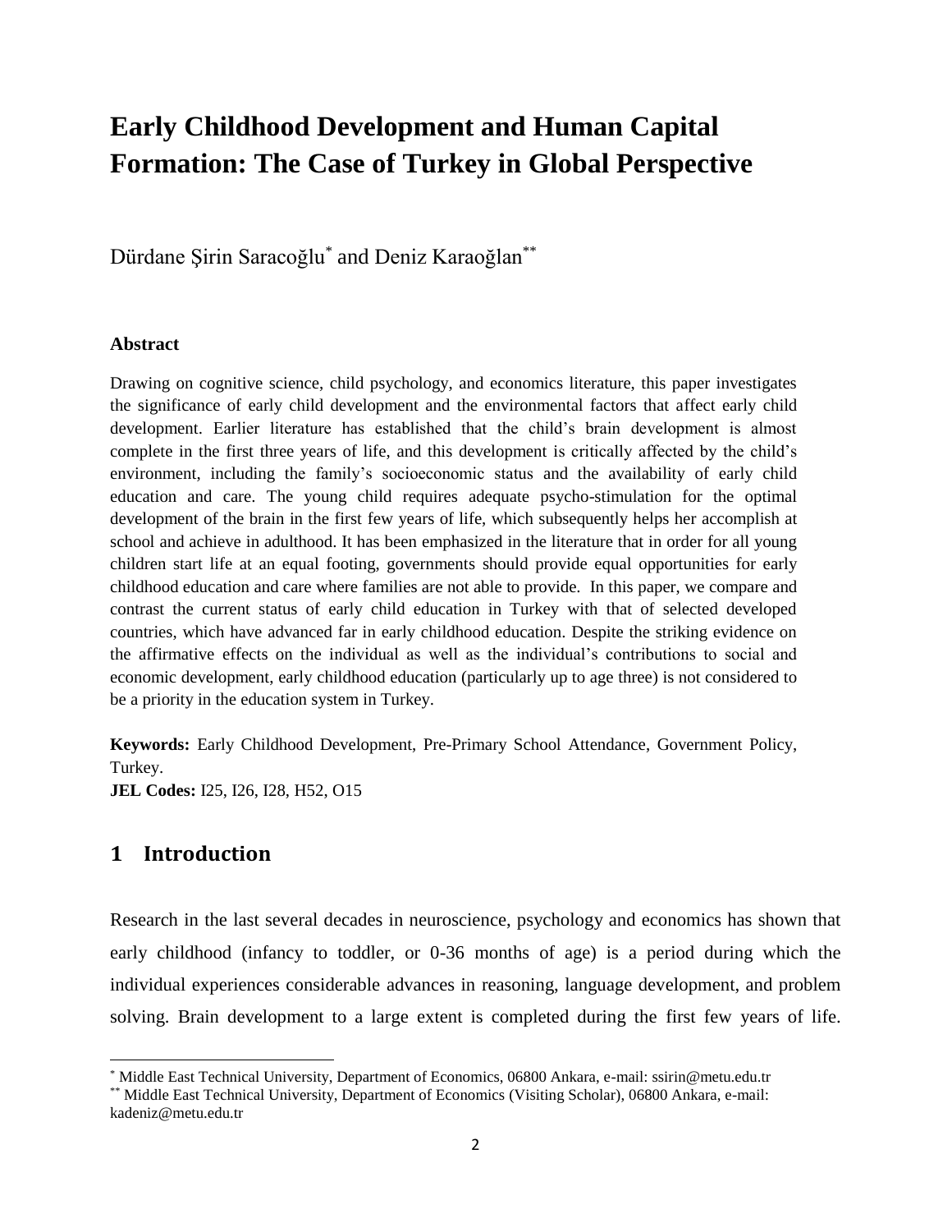# Early Childhood Development and Human Capital Formation: The Case of Turkey in Global Perspective

Dürdane Şirin Saracoğlu[*] and Deniz Karaoğlan[**]

### Abstract

Drawing on cognitive science, child psychology, and economics literature, this paper investigates the significance of early child development and the environmental factors that affect early child development. Earlier literature has established that the child's brain development is almost complete in the first three years of life, and this development is critically affected by the child's environment, including the family's socioeconomic status and the availability of early child education and care. The young child requires adequate psycho-stimulation for the optimal development of the brain in the first few years of life, which subsequently helps her accomplish at school and achieve in adulthood. It has been emphasized in the literature that in order for all young children start life at an equal footing, governments should provide equal opportunities for early childhood education and care where families are not able to provide. In this paper, we compare and contrast the current status of early child education in Turkey with that of selected developed countries, which have advanced far in early childhood education. Despite the striking evidence on the affirmative effects on the individual as well as the individual's contributions to social and economic development, early childhood education (particularly up to age three) is not considered to be a priority in the education system in Turkey.

**Keywords:** Early Childhood Development, Pre-Primary School Attendance, Government Policy, Turkey.

**JEL Codes:** I25, I26, I28, H52, O15

## 1 Introduction

Research in the last several decades in neuroscience, psychology and economics has shown that early childhood (infancy to toddler, or 0-36 months of age) is a period during which the individual experiences considerable advances in reasoning, language development, and problem solving. Brain development to a large extent is completed during the first few years of life.

---

[*] Middle East Technical University, Department of Economics, 06800 Ankara, e-mail: ssirin@metu.edu.tr

[**] Middle East Technical University, Department of Economics (Visiting Scholar), 06800 Ankara, e-mail: kadeniz@metu.edu.tr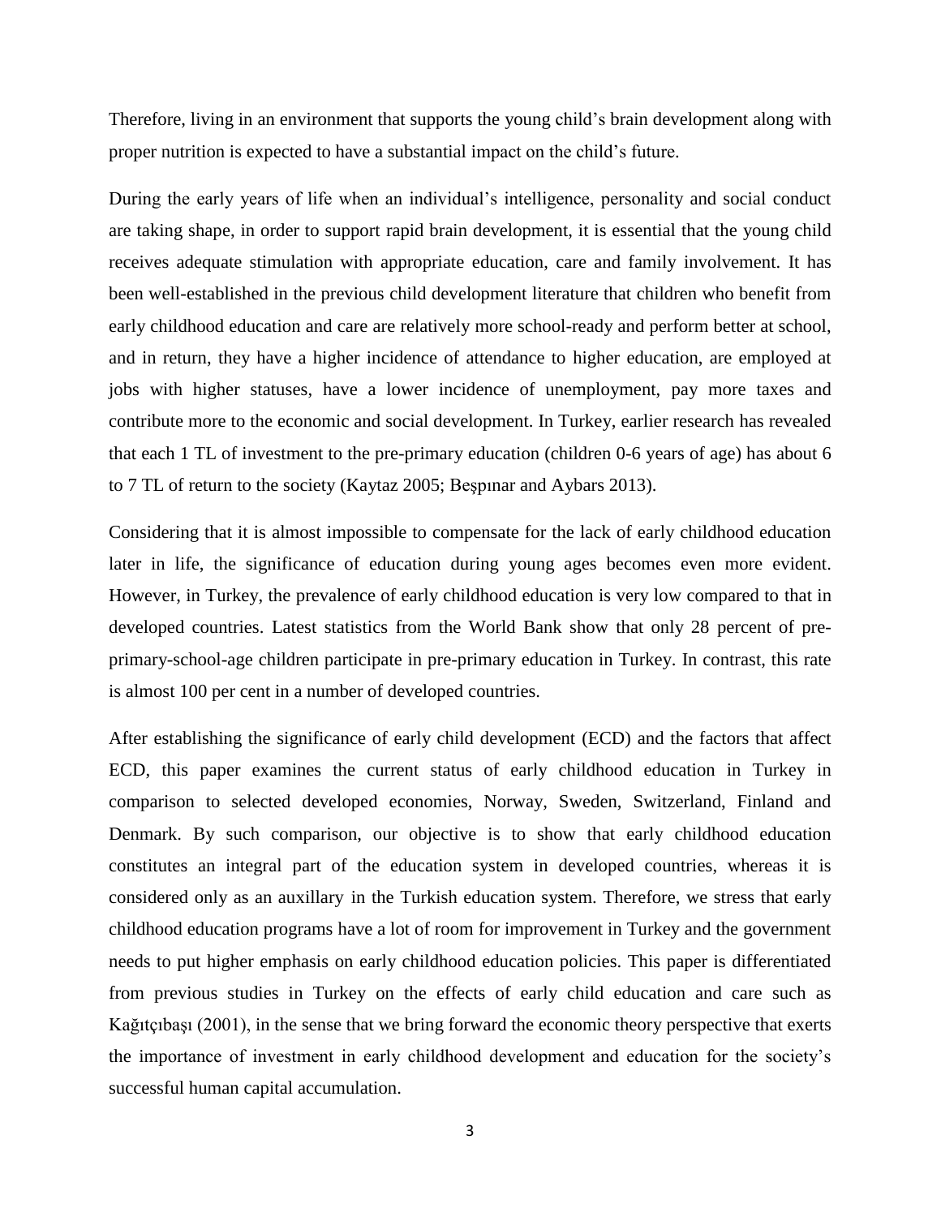Therefore, living in an environment that supports the young child's brain development along with proper nutrition is expected to have a substantial impact on the child's future.

During the early years of life when an individual's intelligence, personality and social conduct are taking shape, in order to support rapid brain development, it is essential that the young child receives adequate stimulation with appropriate education, care and family involvement. It has been well-established in the previous child development literature that children who benefit from early childhood education and care are relatively more school-ready and perform better at school, and in return, they have a higher incidence of attendance to higher education, are employed at jobs with higher statuses, have a lower incidence of unemployment, pay more taxes and contribute more to the economic and social development. In Turkey, earlier research has revealed that each 1 TL of investment to the pre-primary education (children 0-6 years of age) has about 6 to 7 TL of return to the society (Kaytaz 2005; Beşpınar and Aybars 2013).

Considering that it is almost impossible to compensate for the lack of early childhood education later in life, the significance of education during young ages becomes even more evident. However, in Turkey, the prevalence of early childhood education is very low compared to that in developed countries. Latest statistics from the World Bank show that only 28 percent of pre-primary-school-age children participate in pre-primary education in Turkey. In contrast, this rate is almost 100 per cent in a number of developed countries.

After establishing the significance of early child development (ECD) and the factors that affect ECD, this paper examines the current status of early childhood education in Turkey in comparison to selected developed economies, Norway, Sweden, Switzerland, Finland and Denmark. By such comparison, our objective is to show that early childhood education constitutes an integral part of the education system in developed countries, whereas it is considered only as an auxillary in the Turkish education system. Therefore, we stress that early childhood education programs have a lot of room for improvement in Turkey and the government needs to put higher emphasis on early childhood education policies. This paper is differentiated from previous studies in Turkey on the effects of early child education and care such as Kağıtçıbaşı (2001), in the sense that we bring forward the economic theory perspective that exerts the importance of investment in early childhood development and education for the society's successful human capital accumulation.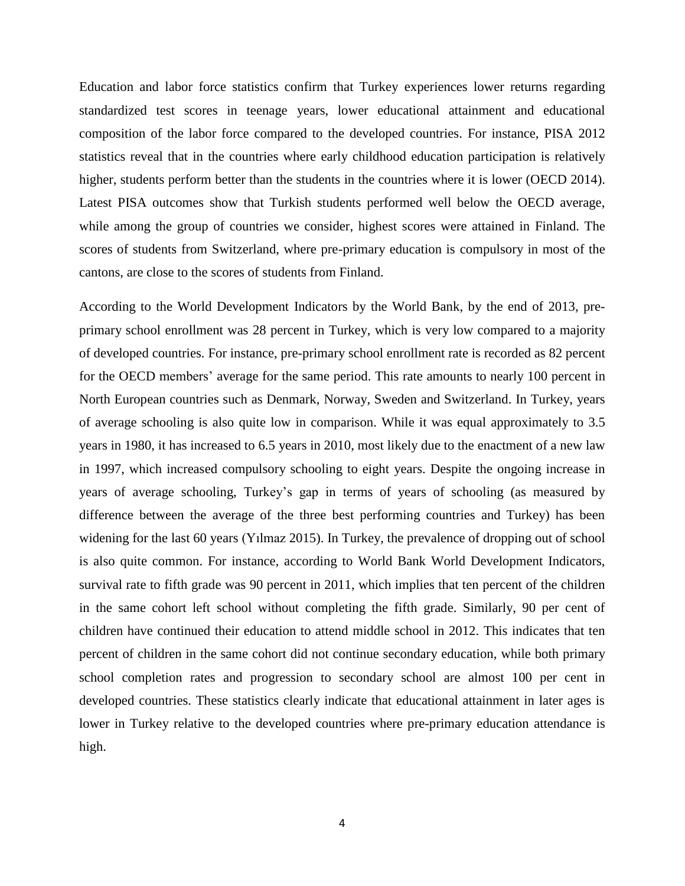Education and labor force statistics confirm that Turkey experiences lower returns regarding standardized test scores in teenage years, lower educational attainment and educational composition of the labor force compared to the developed countries. For instance, PISA 2012 statistics reveal that in the countries where early childhood education participation is relatively higher, students perform better than the students in the countries where it is lower (OECD 2014). Latest PISA outcomes show that Turkish students performed well below the OECD average, while among the group of countries we consider, highest scores were attained in Finland. The scores of students from Switzerland, where pre-primary education is compulsory in most of the cantons, are close to the scores of students from Finland.

According to the World Development Indicators by the World Bank, by the end of 2013, pre-primary school enrollment was 28 percent in Turkey, which is very low compared to a majority of developed countries. For instance, pre-primary school enrollment rate is recorded as 82 percent for the OECD members' average for the same period. This rate amounts to nearly 100 percent in North European countries such as Denmark, Norway, Sweden and Switzerland. In Turkey, years of average schooling is also quite low in comparison. While it was equal approximately to 3.5 years in 1980, it has increased to 6.5 years in 2010, most likely due to the enactment of a new law in 1997, which increased compulsory schooling to eight years. Despite the ongoing increase in years of average schooling, Turkey's gap in terms of years of schooling (as measured by difference between the average of the three best performing countries and Turkey) has been widening for the last 60 years (Yılmaz 2015). In Turkey, the prevalence of dropping out of school is also quite common. For instance, according to World Bank World Development Indicators, survival rate to fifth grade was 90 percent in 2011, which implies that ten percent of the children in the same cohort left school without completing the fifth grade. Similarly, 90 per cent of children have continued their education to attend middle school in 2012. This indicates that ten percent of children in the same cohort did not continue secondary education, while both primary school completion rates and progression to secondary school are almost 100 per cent in developed countries. These statistics clearly indicate that educational attainment in later ages is lower in Turkey relative to the developed countries where pre-primary education attendance is high.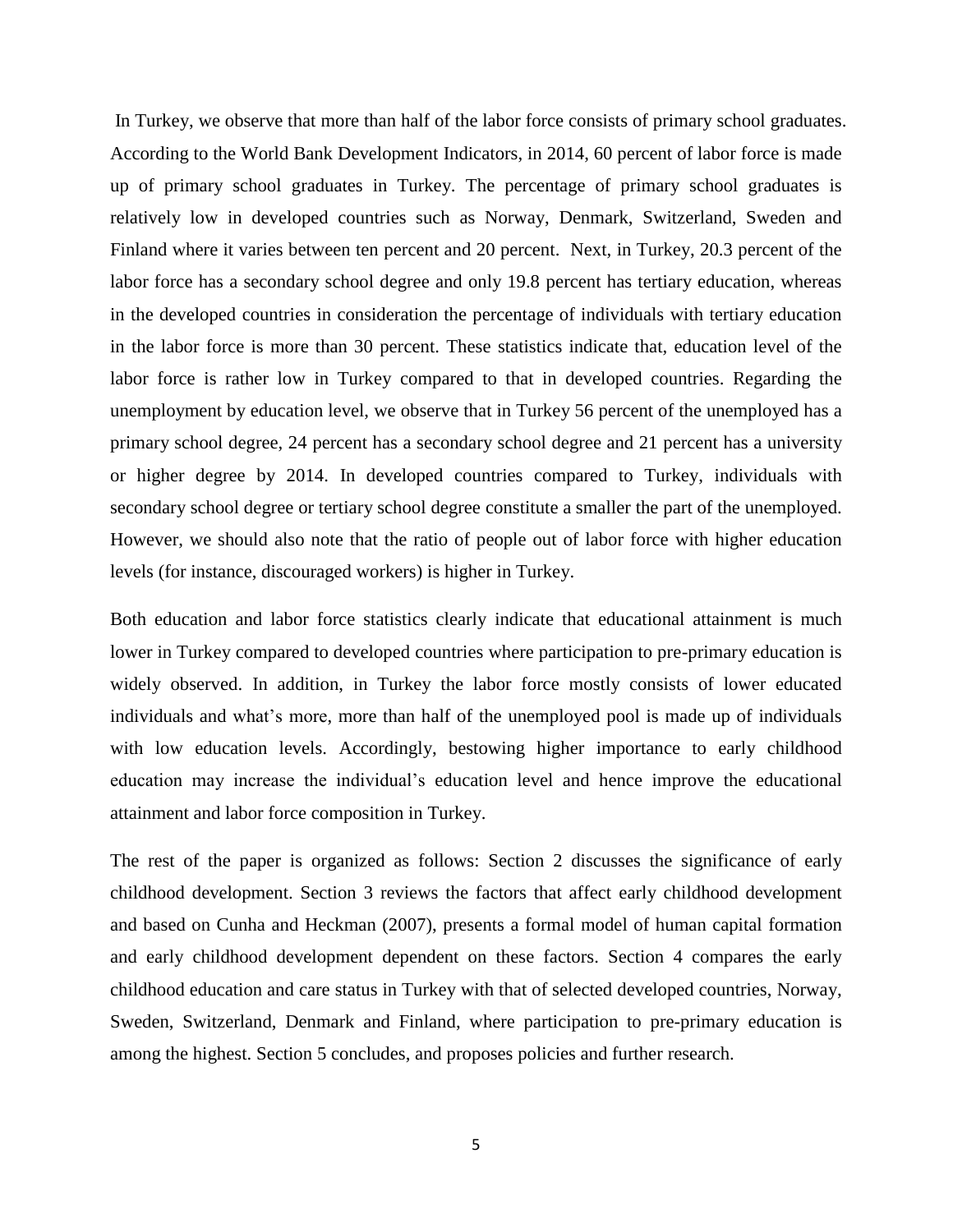In Turkey, we observe that more than half of the labor force consists of primary school graduates. According to the World Bank Development Indicators, in 2014, 60 percent of labor force is made up of primary school graduates in Turkey. The percentage of primary school graduates is relatively low in developed countries such as Norway, Denmark, Switzerland, Sweden and Finland where it varies between ten percent and 20 percent. Next, in Turkey, 20.3 percent of the labor force has a secondary school degree and only 19.8 percent has tertiary education, whereas in the developed countries in consideration the percentage of individuals with tertiary education in the labor force is more than 30 percent. These statistics indicate that, education level of the labor force is rather low in Turkey compared to that in developed countries. Regarding the unemployment by education level, we observe that in Turkey 56 percent of the unemployed has a primary school degree, 24 percent has a secondary school degree and 21 percent has a university or higher degree by 2014. In developed countries compared to Turkey, individuals with secondary school degree or tertiary school degree constitute a smaller the part of the unemployed. However, we should also note that the ratio of people out of labor force with higher education levels (for instance, discouraged workers) is higher in Turkey.

Both education and labor force statistics clearly indicate that educational attainment is much lower in Turkey compared to developed countries where participation to pre-primary education is widely observed. In addition, in Turkey the labor force mostly consists of lower educated individuals and what's more, more than half of the unemployed pool is made up of individuals with low education levels. Accordingly, bestowing higher importance to early childhood education may increase the individual's education level and hence improve the educational attainment and labor force composition in Turkey.

The rest of the paper is organized as follows: Section 2 discusses the significance of early childhood development. Section 3 reviews the factors that affect early childhood development and based on Cunha and Heckman (2007), presents a formal model of human capital formation and early childhood development dependent on these factors. Section 4 compares the early childhood education and care status in Turkey with that of selected developed countries, Norway, Sweden, Switzerland, Denmark and Finland, where participation to pre-primary education is among the highest. Section 5 concludes, and proposes policies and further research.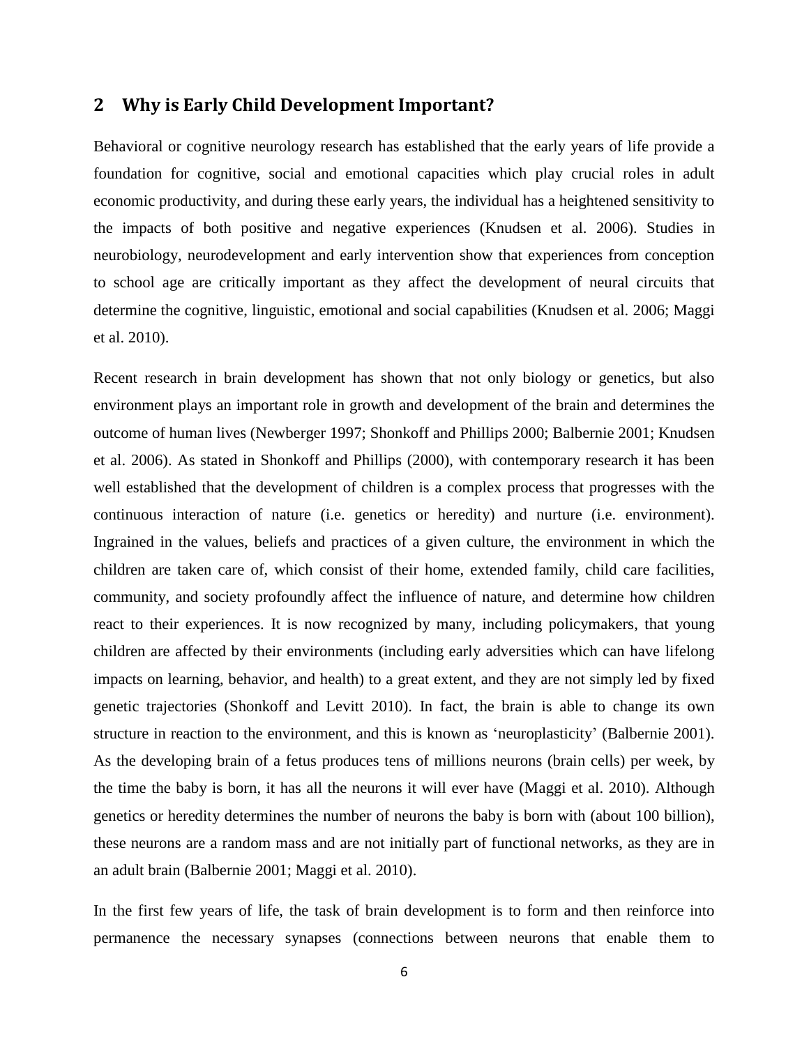## 2 Why is Early Child Development Important?

Behavioral or cognitive neurology research has established that the early years of life provide a foundation for cognitive, social and emotional capacities which play crucial roles in adult economic productivity, and during these early years, the individual has a heightened sensitivity to the impacts of both positive and negative experiences (Knudsen et al. 2006). Studies in neurobiology, neurodevelopment and early intervention show that experiences from conception to school age are critically important as they affect the development of neural circuits that determine the cognitive, linguistic, emotional and social capabilities (Knudsen et al. 2006; Maggi et al. 2010).

Recent research in brain development has shown that not only biology or genetics, but also environment plays an important role in growth and development of the brain and determines the outcome of human lives (Newberger 1997; Shonkoff and Phillips 2000; Balbernie 2001; Knudsen et al. 2006). As stated in Shonkoff and Phillips (2000), with contemporary research it has been well established that the development of children is a complex process that progresses with the continuous interaction of nature (i.e. genetics or heredity) and nurture (i.e. environment). Ingrained in the values, beliefs and practices of a given culture, the environment in which the children are taken care of, which consist of their home, extended family, child care facilities, community, and society profoundly affect the influence of nature, and determine how children react to their experiences. It is now recognized by many, including policymakers, that young children are affected by their environments (including early adversities which can have lifelong impacts on learning, behavior, and health) to a great extent, and they are not simply led by fixed genetic trajectories (Shonkoff and Levitt 2010). In fact, the brain is able to change its own structure in reaction to the environment, and this is known as 'neuroplasticity' (Balbernie 2001). As the developing brain of a fetus produces tens of millions neurons (brain cells) per week, by the time the baby is born, it has all the neurons it will ever have (Maggi et al. 2010). Although genetics or heredity determines the number of neurons the baby is born with (about 100 billion), these neurons are a random mass and are not initially part of functional networks, as they are in an adult brain (Balbernie 2001; Maggi et al. 2010).

In the first few years of life, the task of brain development is to form and then reinforce into permanence the necessary synapses (connections between neurons that enable them to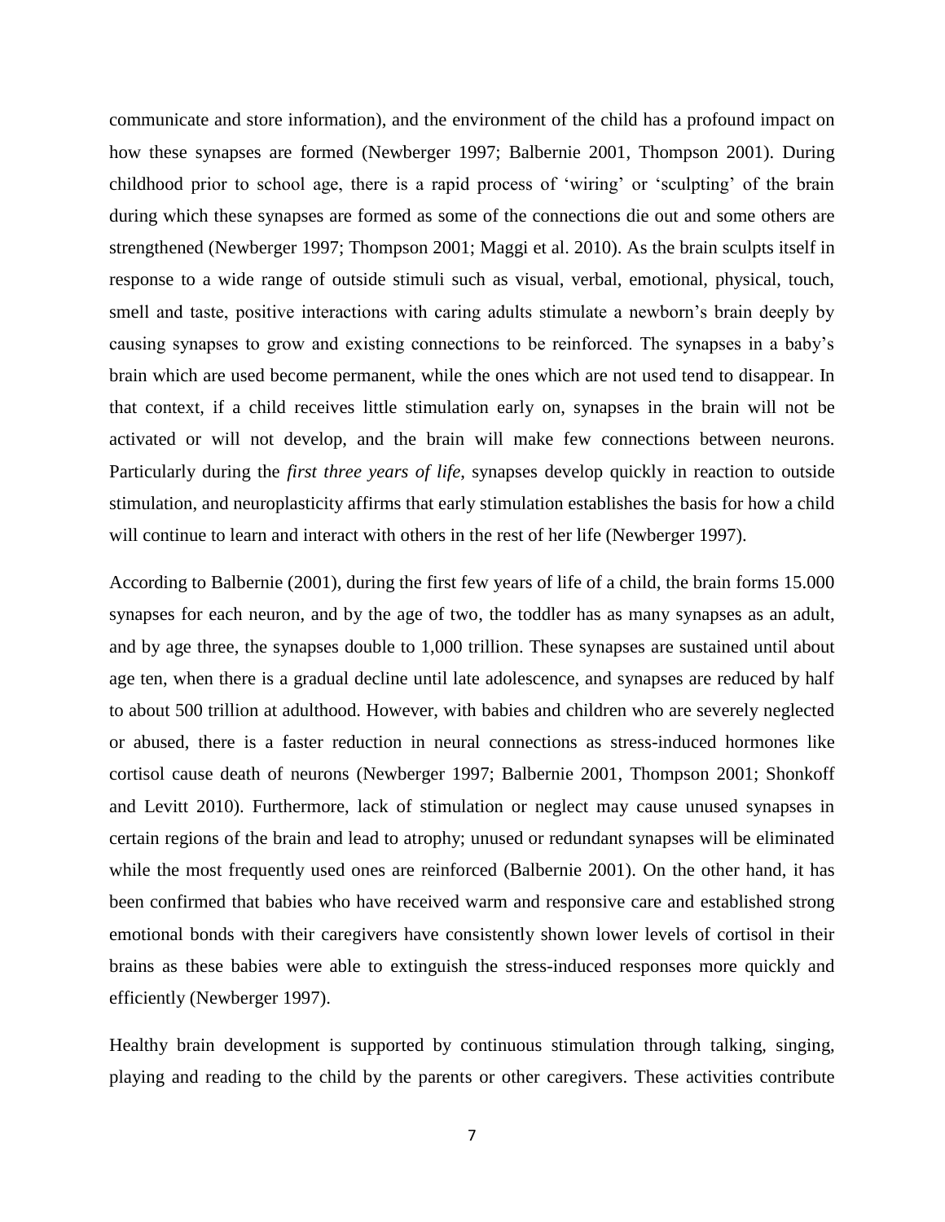communicate and store information), and the environment of the child has a profound impact on how these synapses are formed (Newberger 1997; Balbernie 2001, Thompson 2001). During childhood prior to school age, there is a rapid process of 'wiring' or 'sculpting' of the brain during which these synapses are formed as some of the connections die out and some others are strengthened (Newberger 1997; Thompson 2001; Maggi et al. 2010). As the brain sculpts itself in response to a wide range of outside stimuli such as visual, verbal, emotional, physical, touch, smell and taste, positive interactions with caring adults stimulate a newborn's brain deeply by causing synapses to grow and existing connections to be reinforced. The synapses in a baby's brain which are used become permanent, while the ones which are not used tend to disappear. In that context, if a child receives little stimulation early on, synapses in the brain will not be activated or will not develop, and the brain will make few connections between neurons. Particularly during the *first three years of life*, synapses develop quickly in reaction to outside stimulation, and neuroplasticity affirms that early stimulation establishes the basis for how a child will continue to learn and interact with others in the rest of her life (Newberger 1997).

According to Balbernie (2001), during the first few years of life of a child, the brain forms 15.000 synapses for each neuron, and by the age of two, the toddler has as many synapses as an adult, and by age three, the synapses double to 1,000 trillion. These synapses are sustained until about age ten, when there is a gradual decline until late adolescence, and synapses are reduced by half to about 500 trillion at adulthood. However, with babies and children who are severely neglected or abused, there is a faster reduction in neural connections as stress-induced hormones like cortisol cause death of neurons (Newberger 1997; Balbernie 2001, Thompson 2001; Shonkoff and Levitt 2010). Furthermore, lack of stimulation or neglect may cause unused synapses in certain regions of the brain and lead to atrophy; unused or redundant synapses will be eliminated while the most frequently used ones are reinforced (Balbernie 2001). On the other hand, it has been confirmed that babies who have received warm and responsive care and established strong emotional bonds with their caregivers have consistently shown lower levels of cortisol in their brains as these babies were able to extinguish the stress-induced responses more quickly and efficiently (Newberger 1997).

Healthy brain development is supported by continuous stimulation through talking, singing, playing and reading to the child by the parents or other caregivers. These activities contribute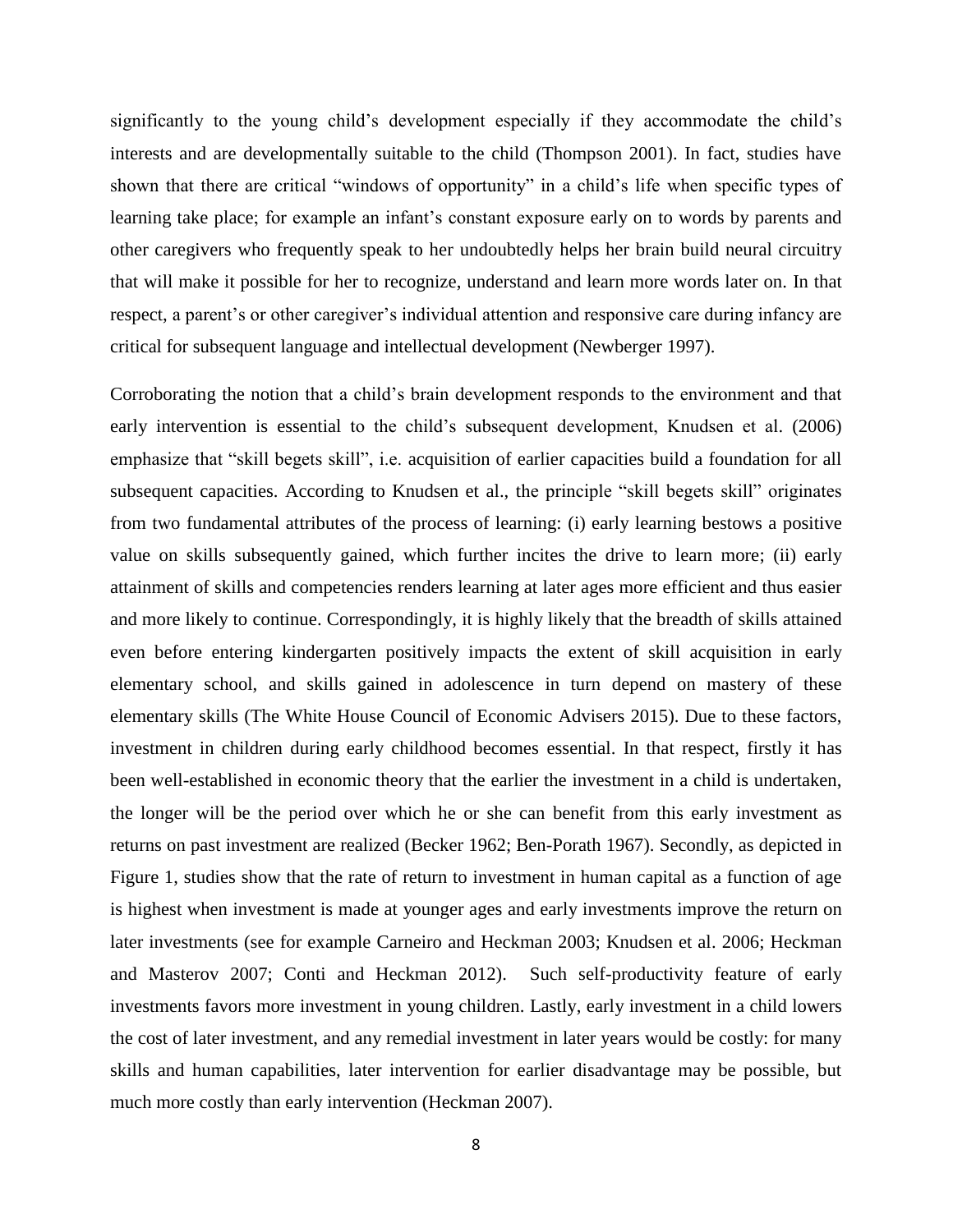significantly to the young child's development especially if they accommodate the child's interests and are developmentally suitable to the child (Thompson 2001). In fact, studies have shown that there are critical "windows of opportunity" in a child's life when specific types of learning take place; for example an infant's constant exposure early on to words by parents and other caregivers who frequently speak to her undoubtedly helps her brain build neural circuitry that will make it possible for her to recognize, understand and learn more words later on. In that respect, a parent's or other caregiver's individual attention and responsive care during infancy are critical for subsequent language and intellectual development (Newberger 1997).

Corroborating the notion that a child's brain development responds to the environment and that early intervention is essential to the child's subsequent development, Knudsen et al. (2006) emphasize that "skill begets skill", i.e. acquisition of earlier capacities build a foundation for all subsequent capacities. According to Knudsen et al., the principle "skill begets skill" originates from two fundamental attributes of the process of learning: (i) early learning bestows a positive value on skills subsequently gained, which further incites the drive to learn more; (ii) early attainment of skills and competencies renders learning at later ages more efficient and thus easier and more likely to continue. Correspondingly, it is highly likely that the breadth of skills attained even before entering kindergarten positively impacts the extent of skill acquisition in early elementary school, and skills gained in adolescence in turn depend on mastery of these elementary skills (The White House Council of Economic Advisers 2015). Due to these factors, investment in children during early childhood becomes essential. In that respect, firstly it has been well-established in economic theory that the earlier the investment in a child is undertaken, the longer will be the period over which he or she can benefit from this early investment as returns on past investment are realized (Becker 1962; Ben-Porath 1967). Secondly, as depicted in Figure 1, studies show that the rate of return to investment in human capital as a function of age is highest when investment is made at younger ages and early investments improve the return on later investments (see for example Carneiro and Heckman 2003; Knudsen et al. 2006; Heckman and Masterov 2007; Conti and Heckman 2012). Such self-productivity feature of early investments favors more investment in young children. Lastly, early investment in a child lowers the cost of later investment, and any remedial investment in later years would be costly: for many skills and human capabilities, later intervention for earlier disadvantage may be possible, but much more costly than early intervention (Heckman 2007).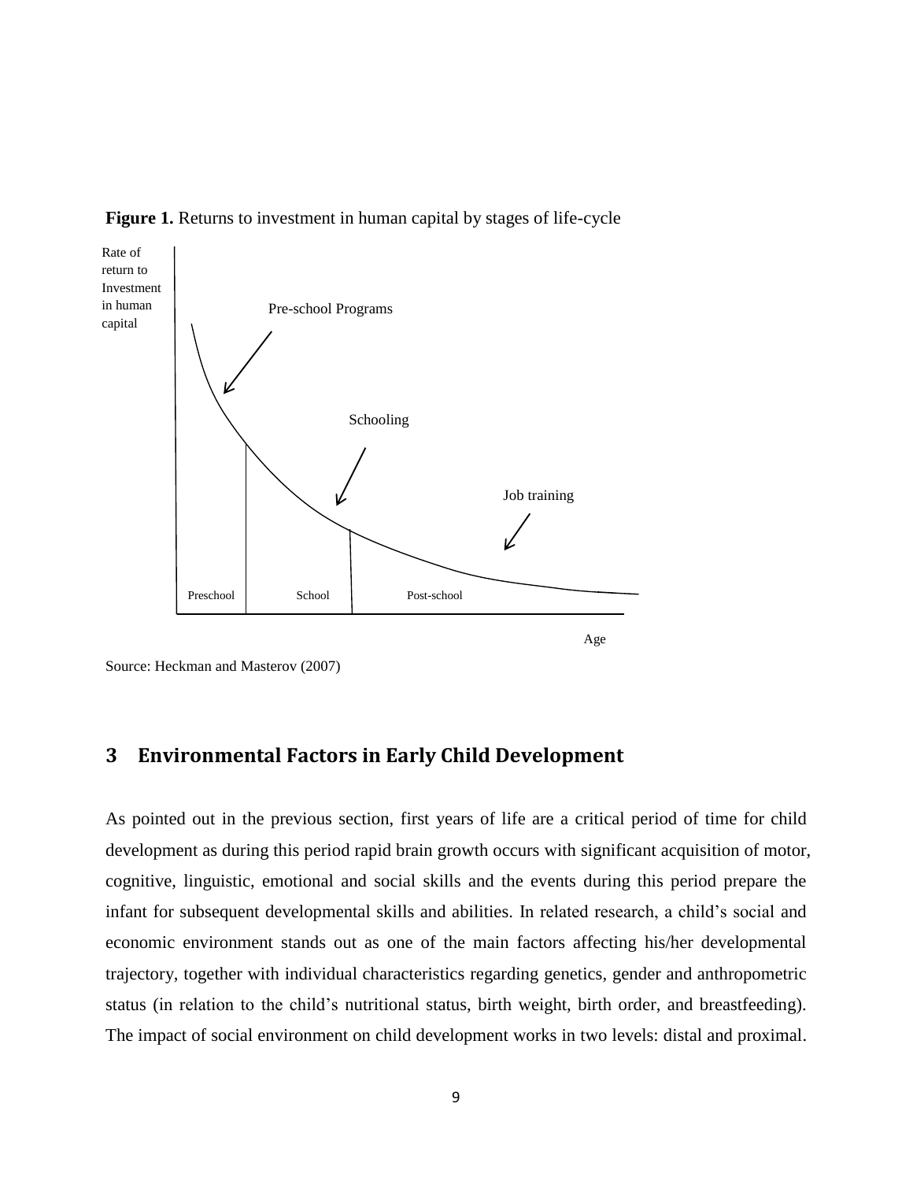**Figure 1.** Returns to investment in human capital by stages of life-cycle

Source: Heckman and Masterov (2007)

## 3 Environmental Factors in Early Child Development

As pointed out in the previous section, first years of life are a critical period of time for child development as during this period rapid brain growth occurs with significant acquisition of motor, cognitive, linguistic, emotional and social skills and the events during this period prepare the infant for subsequent developmental skills and abilities. In related research, a child's social and economic environment stands out as one of the main factors affecting his/her developmental trajectory, together with individual characteristics regarding genetics, gender and anthropometric status (in relation to the child's nutritional status, birth weight, birth order, and breastfeeding). The impact of social environment on child development works in two levels: distal and proximal.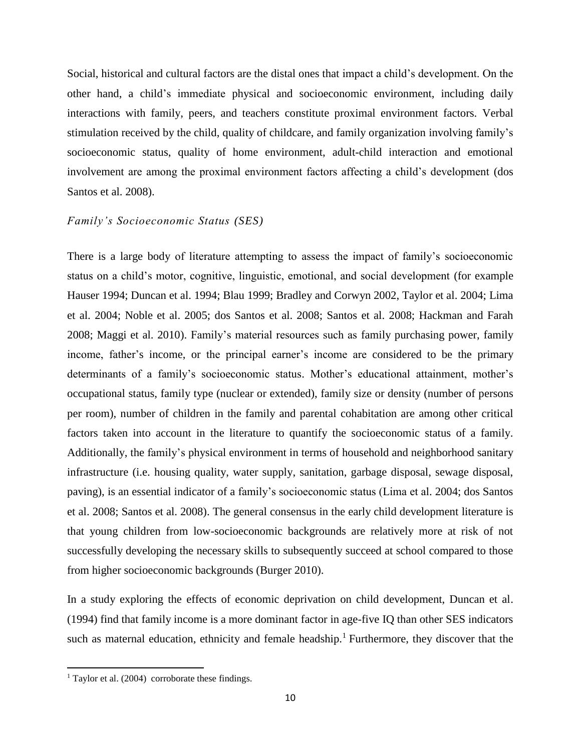Social, historical and cultural factors are the distal ones that impact a child's development. On the other hand, a child's immediate physical and socioeconomic environment, including daily interactions with family, peers, and teachers constitute proximal environment factors. Verbal stimulation received by the child, quality of childcare, and family organization involving family's socioeconomic status, quality of home environment, adult-child interaction and emotional involvement are among the proximal environment factors affecting a child's development (dos Santos et al. 2008).

### *Family's Socioeconomic Status (SES)*

There is a large body of literature attempting to assess the impact of family's socioeconomic status on a child's motor, cognitive, linguistic, emotional, and social development (for example Hauser 1994; Duncan et al. 1994; Blau 1999; Bradley and Corwyn 2002, Taylor et al. 2004; Lima et al. 2004; Noble et al. 2005; dos Santos et al. 2008; Santos et al. 2008; Hackman and Farah 2008; Maggi et al. 2010). Family's material resources such as family purchasing power, family income, father's income, or the principal earner's income are considered to be the primary determinants of a family's socioeconomic status. Mother's educational attainment, mother's occupational status, family type (nuclear or extended), family size or density (number of persons per room), number of children in the family and parental cohabitation are among other critical factors taken into account in the literature to quantify the socioeconomic status of a family. Additionally, the family's physical environment in terms of household and neighborhood sanitary infrastructure (i.e. housing quality, water supply, sanitation, garbage disposal, sewage disposal, paving), is an essential indicator of a family's socioeconomic status (Lima et al. 2004; dos Santos et al. 2008; Santos et al. 2008). The general consensus in the early child development literature is that young children from low-socioeconomic backgrounds are relatively more at risk of not successfully developing the necessary skills to subsequently succeed at school compared to those from higher socioeconomic backgrounds (Burger 2010).

In a study exploring the effects of economic deprivation on child development, Duncan et al. (1994) find that family income is a more dominant factor in age-five IQ than other SES indicators such as maternal education, ethnicity and female headship.[1] Furthermore, they discover that the

[1] Taylor et al. (2004) corroborate these findings.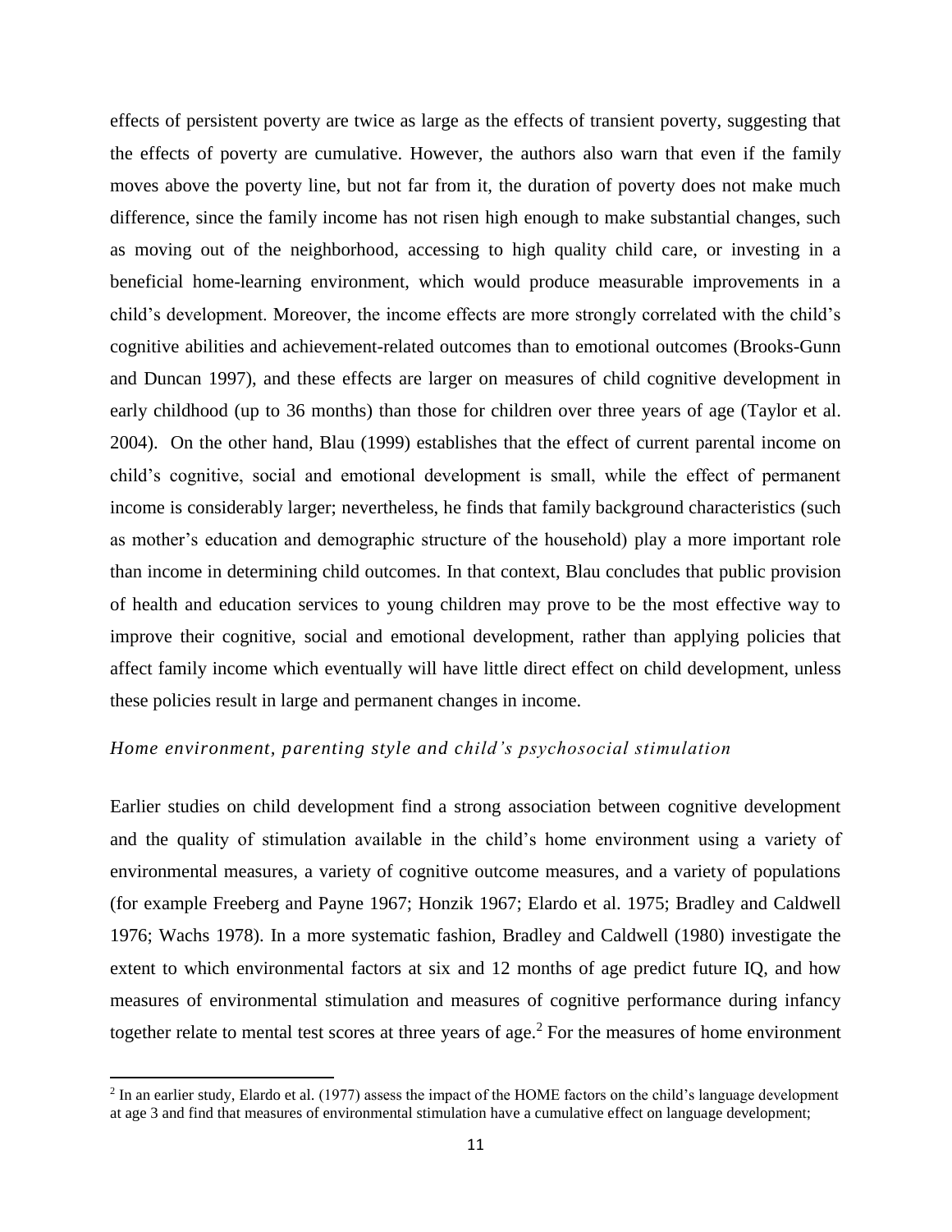effects of persistent poverty are twice as large as the effects of transient poverty, suggesting that the effects of poverty are cumulative. However, the authors also warn that even if the family moves above the poverty line, but not far from it, the duration of poverty does not make much difference, since the family income has not risen high enough to make substantial changes, such as moving out of the neighborhood, accessing to high quality child care, or investing in a beneficial home-learning environment, which would produce measurable improvements in a child's development. Moreover, the income effects are more strongly correlated with the child's cognitive abilities and achievement-related outcomes than to emotional outcomes (Brooks-Gunn and Duncan 1997), and these effects are larger on measures of child cognitive development in early childhood (up to 36 months) than those for children over three years of age (Taylor et al. 2004). On the other hand, Blau (1999) establishes that the effect of current parental income on child's cognitive, social and emotional development is small, while the effect of permanent income is considerably larger; nevertheless, he finds that family background characteristics (such as mother's education and demographic structure of the household) play a more important role than income in determining child outcomes. In that context, Blau concludes that public provision of health and education services to young children may prove to be the most effective way to improve their cognitive, social and emotional development, rather than applying policies that affect family income which eventually will have little direct effect on child development, unless these policies result in large and permanent changes in income.

### *Home environment, parenting style and child's psychosocial stimulation*

Earlier studies on child development find a strong association between cognitive development and the quality of stimulation available in the child's home environment using a variety of environmental measures, a variety of cognitive outcome measures, and a variety of populations (for example Freeberg and Payne 1967; Honzik 1967; Elardo et al. 1975; Bradley and Caldwell 1976; Wachs 1978). In a more systematic fashion, Bradley and Caldwell (1980) investigate the extent to which environmental factors at six and 12 months of age predict future IQ, and how measures of environmental stimulation and measures of cognitive performance during infancy together relate to mental test scores at three years of age.[2] For the measures of home environment

---

[2] In an earlier study, Elardo et al. (1977) assess the impact of the HOME factors on the child's language development at age 3 and find that measures of environmental stimulation have a cumulative effect on language development;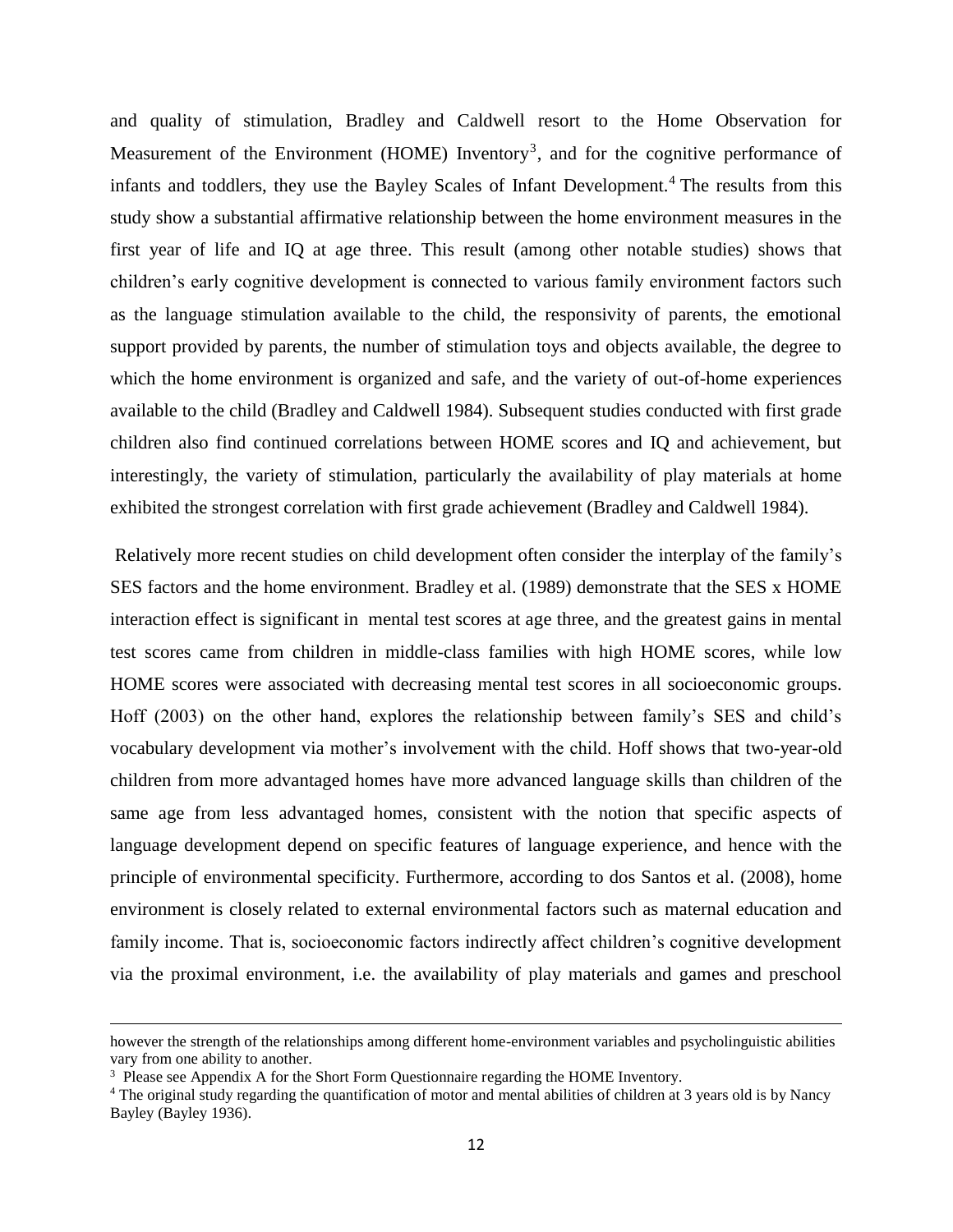and quality of stimulation, Bradley and Caldwell resort to the Home Observation for Measurement of the Environment (HOME) Inventory[3], and for the cognitive performance of infants and toddlers, they use the Bayley Scales of Infant Development.[4] The results from this study show a substantial affirmative relationship between the home environment measures in the first year of life and IQ at age three. This result (among other notable studies) shows that children's early cognitive development is connected to various family environment factors such as the language stimulation available to the child, the responsivity of parents, the emotional support provided by parents, the number of stimulation toys and objects available, the degree to which the home environment is organized and safe, and the variety of out-of-home experiences available to the child (Bradley and Caldwell 1984). Subsequent studies conducted with first grade children also find continued correlations between HOME scores and IQ and achievement, but interestingly, the variety of stimulation, particularly the availability of play materials at home exhibited the strongest correlation with first grade achievement (Bradley and Caldwell 1984).

Relatively more recent studies on child development often consider the interplay of the family's SES factors and the home environment. Bradley et al. (1989) demonstrate that the SES x HOME interaction effect is significant in mental test scores at age three, and the greatest gains in mental test scores came from children in middle-class families with high HOME scores, while low HOME scores were associated with decreasing mental test scores in all socioeconomic groups. Hoff (2003) on the other hand, explores the relationship between family's SES and child's vocabulary development via mother's involvement with the child. Hoff shows that two-year-old children from more advantaged homes have more advanced language skills than children of the same age from less advantaged homes, consistent with the notion that specific aspects of language development depend on specific features of language experience, and hence with the principle of environmental specificity. Furthermore, according to dos Santos et al. (2008), home environment is closely related to external environmental factors such as maternal education and family income. That is, socioeconomic factors indirectly affect children's cognitive development via the proximal environment, i.e. the availability of play materials and games and preschool

---

however the strength of the relationships among different home-environment variables and psycholinguistic abilities vary from one ability to another.

[3] Please see Appendix A for the Short Form Questionnaire regarding the HOME Inventory.

[4] The original study regarding the quantification of motor and mental abilities of children at 3 years old is by Nancy Bayley (Bayley 1936).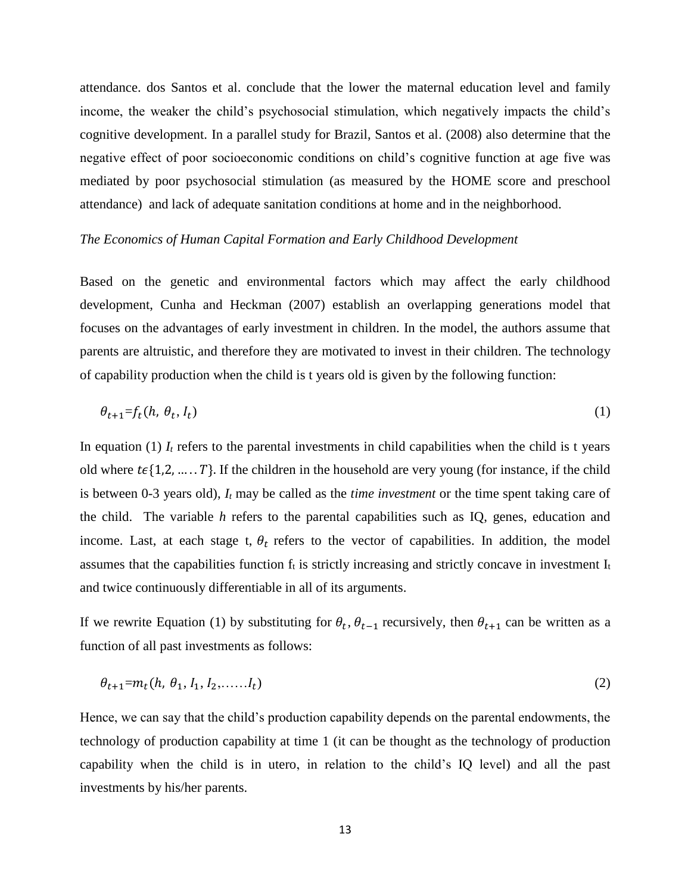attendance. dos Santos et al. conclude that the lower the maternal education level and family income, the weaker the child's psychosocial stimulation, which negatively impacts the child's cognitive development. In a parallel study for Brazil, Santos et al. (2008) also determine that the negative effect of poor socioeconomic conditions on child's cognitive function at age five was mediated by poor psychosocial stimulation (as measured by the HOME score and preschool attendance) and lack of adequate sanitation conditions at home and in the neighborhood.

*The Economics of Human Capital Formation and Early Childhood Development*

Based on the genetic and environmental factors which may affect the early childhood development, Cunha and Heckman (2007) establish an overlapping generations model that focuses on the advantages of early investment in children. In the model, the authors assume that parents are altruistic, and therefore they are motivated to invest in their children. The technology of capability production when the child is t years old is given by the following function:

$$\theta_{t+1}=f_t(h,\ \theta_t,\ I_t) \tag{1}$$

In equation (1) $I_t$ refers to the parental investments in child capabilities when the child is t years old where $t\epsilon\{1,2,\ldots\ldots T\}$. If the children in the household are very young (for instance, if the child is between 0-3 years old), $I_t$ may be called as the *time investment* or the time spent taking care of the child. The variable $h$ refers to the parental capabilities such as IQ, genes, education and income. Last, at each stage t, $\theta_t$ refers to the vector of capabilities. In addition, the model assumes that the capabilities function $f_t$ is strictly increasing and strictly concave in investment $I_t$ and twice continuously differentiable in all of its arguments.

If we rewrite Equation (1) by substituting for $\theta_t$, $\theta_{t-1}$ recursively, then $\theta_{t+1}$ can be written as a function of all past investments as follows:

$$\theta_{t+1}=m_t(h,\ \theta_1,\ I_1,\ I_2,\ldots\ldots I_t) \tag{2}$$

Hence, we can say that the child's production capability depends on the parental endowments, the technology of production capability at time 1 (it can be thought as the technology of production capability when the child is in utero, in relation to the child's IQ level) and all the past investments by his/her parents.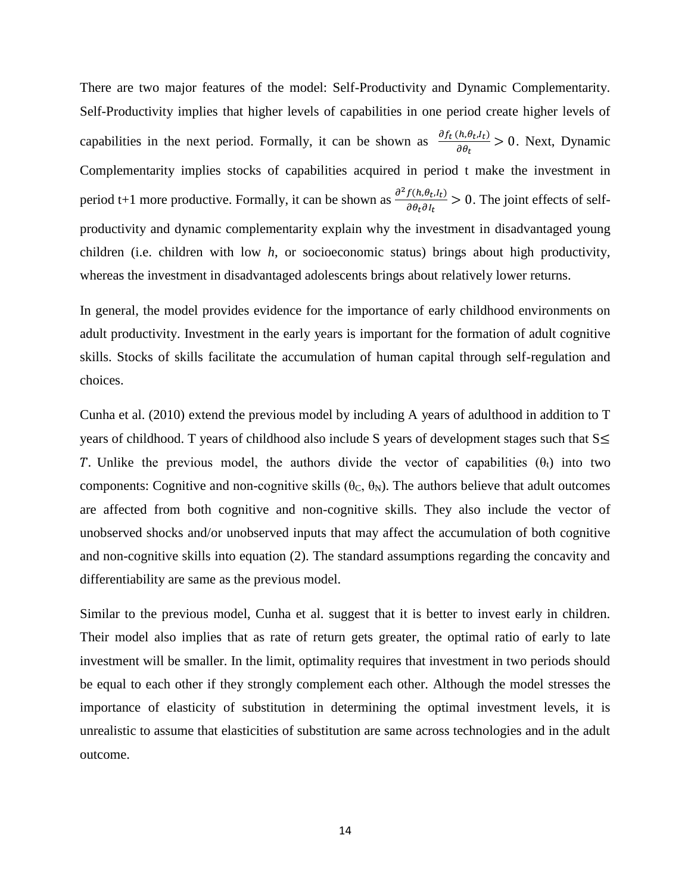There are two major features of the model: Self-Productivity and Dynamic Complementarity. Self-Productivity implies that higher levels of capabilities in one period create higher levels of capabilities in the next period. Formally, it can be shown as $\frac{\partial f_t\,(h,\theta_t,I_t)}{\partial \theta_t} > 0$. Next, Dynamic Complementarity implies stocks of capabilities acquired in period t make the investment in period t+1 more productive. Formally, it can be shown as $\frac{\partial^2 f(h,\theta_t,I_t)}{\partial \theta_t \partial I_t} > 0$. The joint effects of self-productivity and dynamic complementarity explain why the investment in disadvantaged young children (i.e. children with low *h*, or socioeconomic status) brings about high productivity, whereas the investment in disadvantaged adolescents brings about relatively lower returns.

In general, the model provides evidence for the importance of early childhood environments on adult productivity. Investment in the early years is important for the formation of adult cognitive skills. Stocks of skills facilitate the accumulation of human capital through self-regulation and choices.

Cunha et al. (2010) extend the previous model by including A years of adulthood in addition to T years of childhood. T years of childhood also include S years of development stages such that $S \leq T$. Unlike the previous model, the authors divide the vector of capabilities ($\theta_t$) into two components: Cognitive and non-cognitive skills ($\theta_C$, $\theta_N$). The authors believe that adult outcomes are affected from both cognitive and non-cognitive skills. They also include the vector of unobserved shocks and/or unobserved inputs that may affect the accumulation of both cognitive and non-cognitive skills into equation (2). The standard assumptions regarding the concavity and differentiability are same as the previous model.

Similar to the previous model, Cunha et al. suggest that it is better to invest early in children. Their model also implies that as rate of return gets greater, the optimal ratio of early to late investment will be smaller. In the limit, optimality requires that investment in two periods should be equal to each other if they strongly complement each other. Although the model stresses the importance of elasticity of substitution in determining the optimal investment levels, it is unrealistic to assume that elasticities of substitution are same across technologies and in the adult outcome.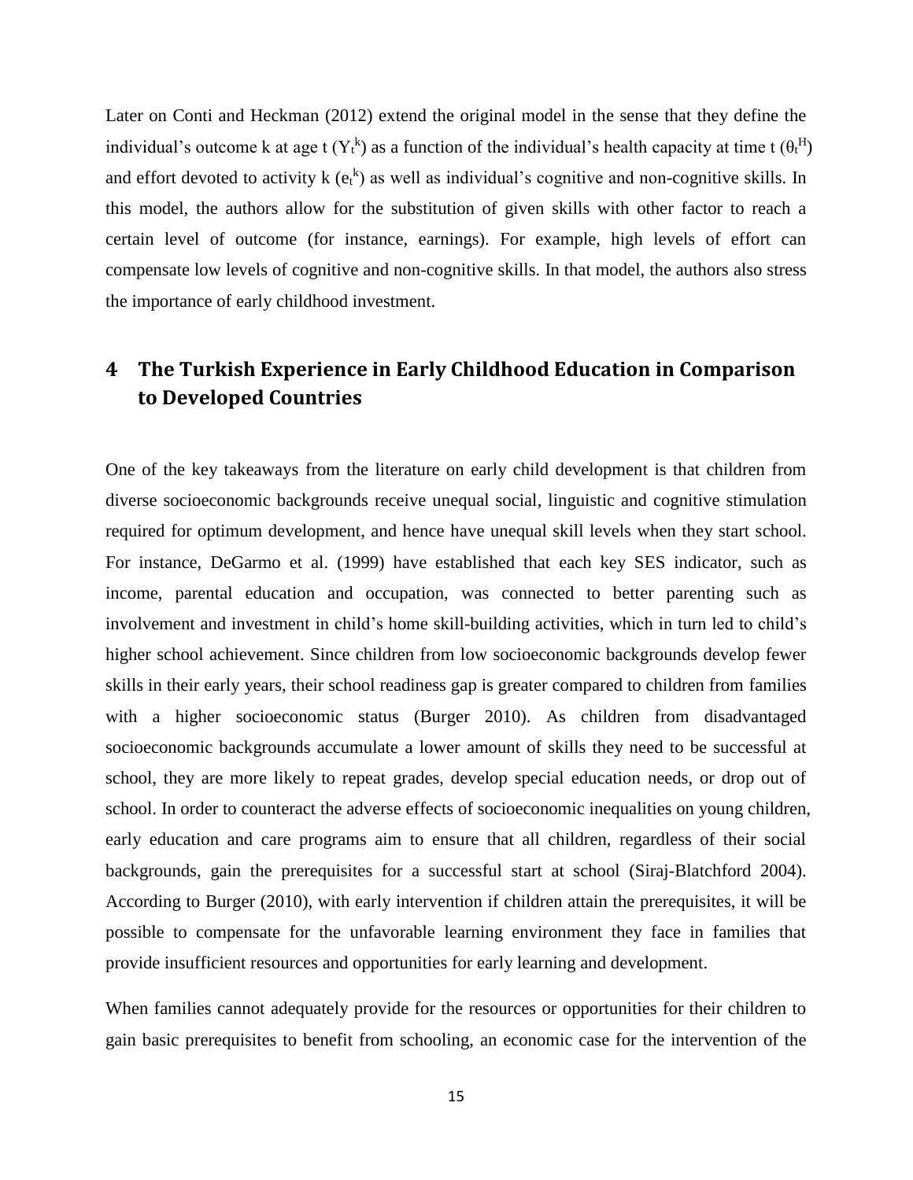Later on Conti and Heckman (2012) extend the original model in the sense that they define the individual's outcome k at age t ($Y_t^k$) as a function of the individual's health capacity at time t ($\theta_t^H$) and effort devoted to activity k ($e_t^k$) as well as individual's cognitive and non-cognitive skills. In this model, the authors allow for the substitution of given skills with other factor to reach a certain level of outcome (for instance, earnings). For example, high levels of effort can compensate low levels of cognitive and non-cognitive skills. In that model, the authors also stress the importance of early childhood investment.

# 4 The Turkish Experience in Early Childhood Education in Comparison to Developed Countries

One of the key takeaways from the literature on early child development is that children from diverse socioeconomic backgrounds receive unequal social, linguistic and cognitive stimulation required for optimum development, and hence have unequal skill levels when they start school. For instance, DeGarmo et al. (1999) have established that each key SES indicator, such as income, parental education and occupation, was connected to better parenting such as involvement and investment in child's home skill-building activities, which in turn led to child's higher school achievement. Since children from low socioeconomic backgrounds develop fewer skills in their early years, their school readiness gap is greater compared to children from families with a higher socioeconomic status (Burger 2010). As children from disadvantaged socioeconomic backgrounds accumulate a lower amount of skills they need to be successful at school, they are more likely to repeat grades, develop special education needs, or drop out of school. In order to counteract the adverse effects of socioeconomic inequalities on young children, early education and care programs aim to ensure that all children, regardless of their social backgrounds, gain the prerequisites for a successful start at school (Siraj-Blatchford 2004). According to Burger (2010), with early intervention if children attain the prerequisites, it will be possible to compensate for the unfavorable learning environment they face in families that provide insufficient resources and opportunities for early learning and development.

When families cannot adequately provide for the resources or opportunities for their children to gain basic prerequisites to benefit from schooling, an economic case for the intervention of the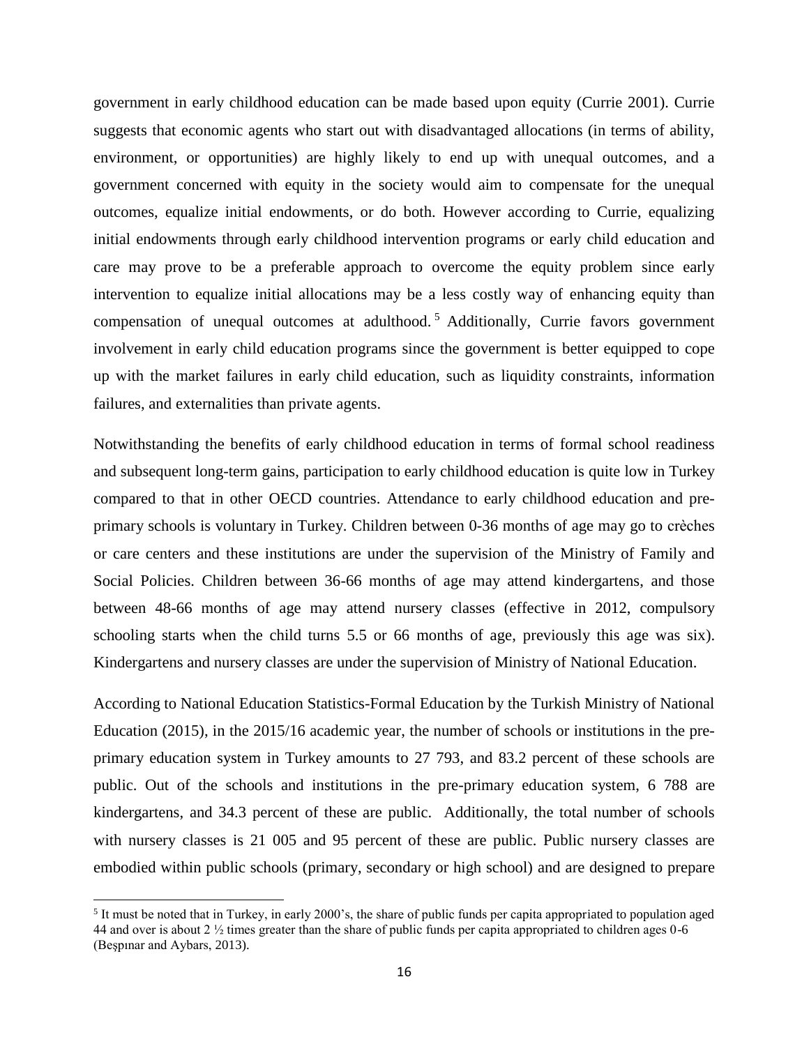government in early childhood education can be made based upon equity (Currie 2001). Currie suggests that economic agents who start out with disadvantaged allocations (in terms of ability, environment, or opportunities) are highly likely to end up with unequal outcomes, and a government concerned with equity in the society would aim to compensate for the unequal outcomes, equalize initial endowments, or do both. However according to Currie, equalizing initial endowments through early childhood intervention programs or early child education and care may prove to be a preferable approach to overcome the equity problem since early intervention to equalize initial allocations may be a less costly way of enhancing equity than compensation of unequal outcomes at adulthood.[5] Additionally, Currie favors government involvement in early child education programs since the government is better equipped to cope up with the market failures in early child education, such as liquidity constraints, information failures, and externalities than private agents.

Notwithstanding the benefits of early childhood education in terms of formal school readiness and subsequent long-term gains, participation to early childhood education is quite low in Turkey compared to that in other OECD countries. Attendance to early childhood education and pre-primary schools is voluntary in Turkey. Children between 0-36 months of age may go to crèches or care centers and these institutions are under the supervision of the Ministry of Family and Social Policies. Children between 36-66 months of age may attend kindergartens, and those between 48-66 months of age may attend nursery classes (effective in 2012, compulsory schooling starts when the child turns 5.5 or 66 months of age, previously this age was six). Kindergartens and nursery classes are under the supervision of Ministry of National Education.

According to National Education Statistics-Formal Education by the Turkish Ministry of National Education (2015), in the 2015/16 academic year, the number of schools or institutions in the pre-primary education system in Turkey amounts to 27 793, and 83.2 percent of these schools are public. Out of the schools and institutions in the pre-primary education system, 6 788 are kindergartens, and 34.3 percent of these are public. Additionally, the total number of schools with nursery classes is 21 005 and 95 percent of these are public. Public nursery classes are embodied within public schools (primary, secondary or high school) and are designed to prepare

[5] It must be noted that in Turkey, in early 2000's, the share of public funds per capita appropriated to population aged 44 and over is about 2 ½ times greater than the share of public funds per capita appropriated to children ages 0-6 (Beşpınar and Aybars, 2013).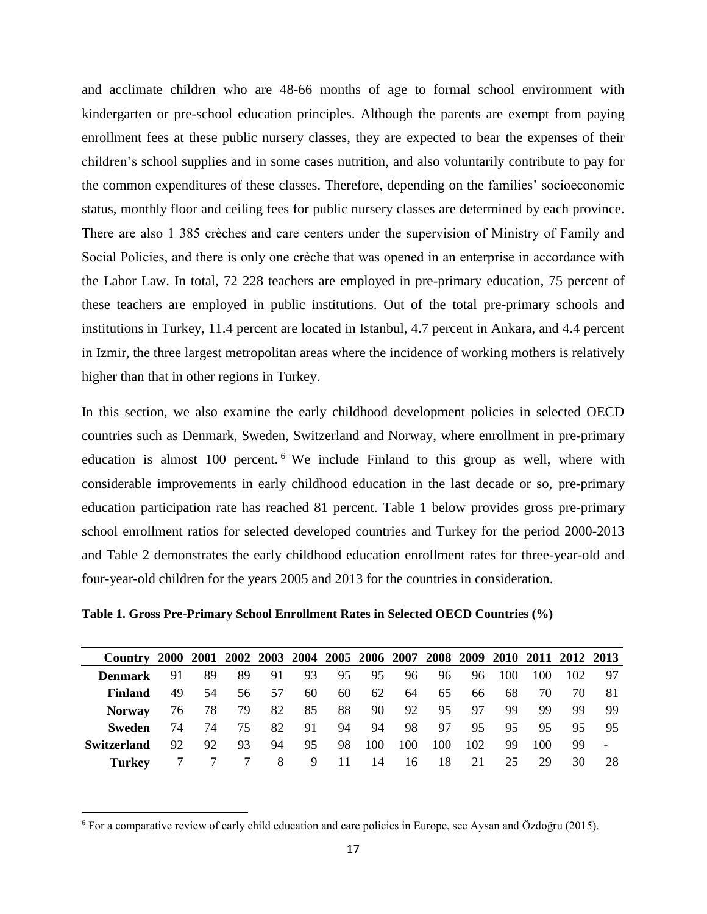and acclimate children who are 48-66 months of age to formal school environment with kindergarten or pre-school education principles. Although the parents are exempt from paying enrollment fees at these public nursery classes, they are expected to bear the expenses of their children's school supplies and in some cases nutrition, and also voluntarily contribute to pay for the common expenditures of these classes. Therefore, depending on the families' socioeconomic status, monthly floor and ceiling fees for public nursery classes are determined by each province. There are also 1 385 crèches and care centers under the supervision of Ministry of Family and Social Policies, and there is only one crèche that was opened in an enterprise in accordance with the Labor Law. In total, 72 228 teachers are employed in pre-primary education, 75 percent of these teachers are employed in public institutions. Out of the total pre-primary schools and institutions in Turkey, 11.4 percent are located in Istanbul, 4.7 percent in Ankara, and 4.4 percent in Izmir, the three largest metropolitan areas where the incidence of working mothers is relatively higher than that in other regions in Turkey.

In this section, we also examine the early childhood development policies in selected OECD countries such as Denmark, Sweden, Switzerland and Norway, where enrollment in pre-primary education is almost 100 percent.[6] We include Finland to this group as well, where with considerable improvements in early childhood education in the last decade or so, pre-primary education participation rate has reached 81 percent. Table 1 below provides gross pre-primary school enrollment ratios for selected developed countries and Turkey for the period 2000-2013 and Table 2 demonstrates the early childhood education enrollment rates for three-year-old and four-year-old children for the years 2005 and 2013 for the countries in consideration.

**Table 1. Gross Pre-Primary School Enrollment Rates in Selected OECD Countries (%)**

| Country | 2000 | 2001 | 2002 | 2003 | 2004 | 2005 | 2006 | 2007 | 2008 | 2009 | 2010 | 2011 | 2012 | 2013 |
|---|---|---|---|---|---|---|---|---|---|---|---|---|---|---|
| **Denmark** | 91 | 89 | 89 | 91 | 93 | 95 | 95 | 96 | 96 | 96 | 100 | 100 | 102 | 97 |
| **Finland** | 49 | 54 | 56 | 57 | 60 | 60 | 62 | 64 | 65 | 66 | 68 | 70 | 70 | 81 |
| **Norway** | 76 | 78 | 79 | 82 | 85 | 88 | 90 | 92 | 95 | 97 | 99 | 99 | 99 | 99 |
| **Sweden** | 74 | 74 | 75 | 82 | 91 | 94 | 94 | 98 | 97 | 95 | 95 | 95 | 95 | 95 |
| **Switzerland** | 92 | 92 | 93 | 94 | 95 | 98 | 100 | 100 | 100 | 102 | 99 | 100 | 99 | - |
| **Turkey** | 7 | 7 | 7 | 8 | 9 | 11 | 14 | 16 | 18 | 21 | 25 | 29 | 30 | 28 |

[6] For a comparative review of early child education and care policies in Europe, see Aysan and Özdoğru (2015).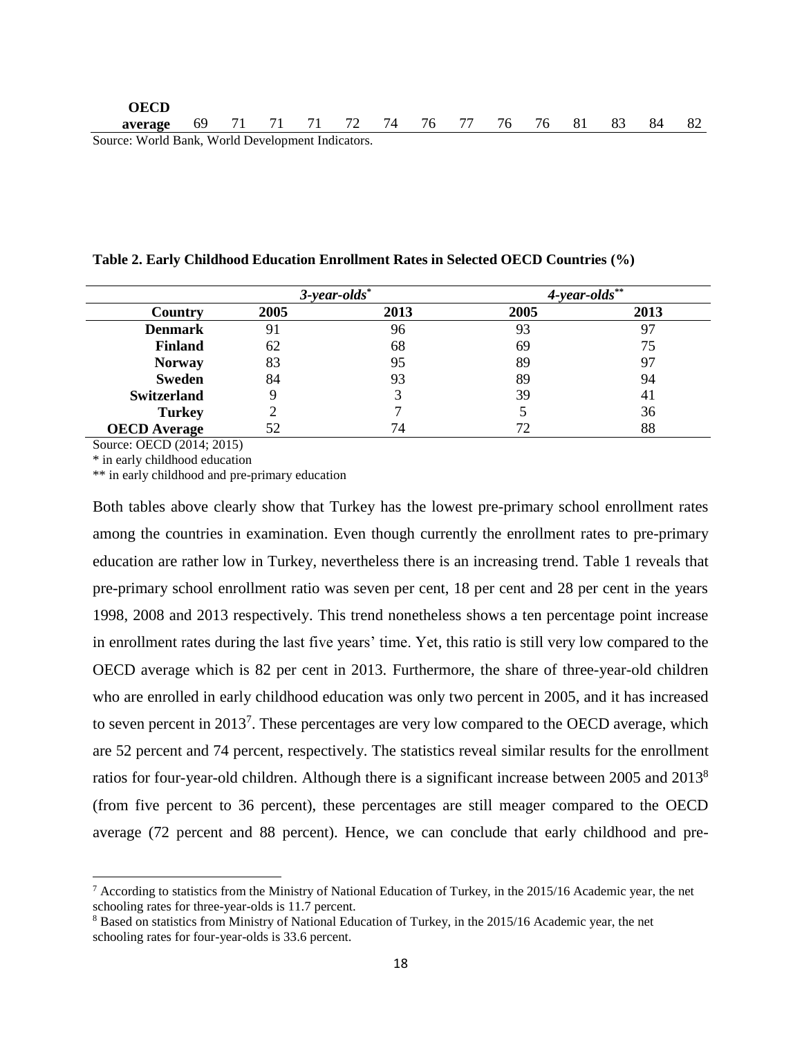| OECD average | 69 | 71 | 71 | 71 | 72 | 74 | 76 | 77 | 76 | 76 | 81 | 83 | 84 | 82 |
|---|---|---|---|---|---|---|---|---|---|---|---|---|---|---|

Source: World Bank, World Development Indicators.

**Table 2. Early Childhood Education Enrollment Rates in Selected OECD Countries (%)**

| | *3-year-olds*[*] | | *4-year-olds*[**] | |
|---|---|---|---|---|
| **Country** | **2005** | **2013** | **2005** | **2013** |
| **Denmark** | 91 | 96 | 93 | 97 |
| **Finland** | 62 | 68 | 69 | 75 |
| **Norway** | 83 | 95 | 89 | 97 |
| **Sweden** | 84 | 93 | 89 | 94 |
| **Switzerland** | 9 | 3 | 39 | 41 |
| **Turkey** | 2 | 7 | 5 | 36 |
| **OECD Average** | 52 | 74 | 72 | 88 |

Source: OECD (2014; 2015)

* in early childhood education

** in early childhood and pre-primary education

Both tables above clearly show that Turkey has the lowest pre-primary school enrollment rates among the countries in examination. Even though currently the enrollment rates to pre-primary education are rather low in Turkey, nevertheless there is an increasing trend. Table 1 reveals that pre-primary school enrollment ratio was seven per cent, 18 per cent and 28 per cent in the years 1998, 2008 and 2013 respectively. This trend nonetheless shows a ten percentage point increase in enrollment rates during the last five years' time. Yet, this ratio is still very low compared to the OECD average which is 82 per cent in 2013. Furthermore, the share of three-year-old children who are enrolled in early childhood education was only two percent in 2005, and it has increased to seven percent in 2013[7]. These percentages are very low compared to the OECD average, which are 52 percent and 74 percent, respectively. The statistics reveal similar results for the enrollment ratios for four-year-old children. Although there is a significant increase between 2005 and 2013[8] (from five percent to 36 percent), these percentages are still meager compared to the OECD average (72 percent and 88 percent). Hence, we can conclude that early childhood and pre-

[7] According to statistics from the Ministry of National Education of Turkey, in the 2015/16 Academic year, the net schooling rates for three-year-olds is 11.7 percent.

[8] Based on statistics from Ministry of National Education of Turkey, in the 2015/16 Academic year, the net schooling rates for four-year-olds is 33.6 percent.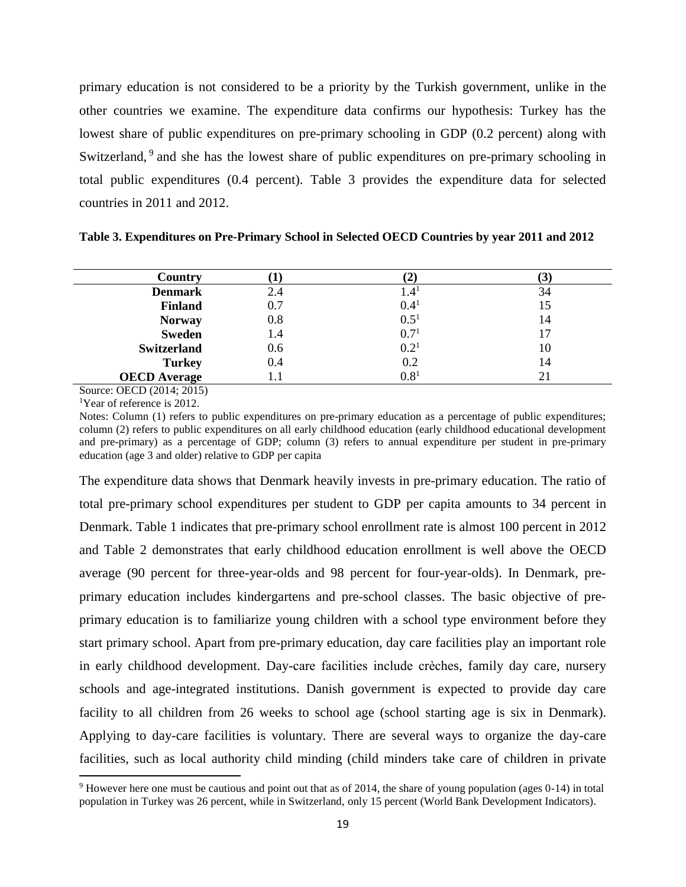primary education is not considered to be a priority by the Turkish government, unlike in the other countries we examine. The expenditure data confirms our hypothesis: Turkey has the lowest share of public expenditures on pre-primary schooling in GDP (0.2 percent) along with Switzerland,[9] and she has the lowest share of public expenditures on pre-primary schooling in total public expenditures (0.4 percent). Table 3 provides the expenditure data for selected countries in 2011 and 2012.

**Table 3. Expenditures on Pre-Primary School in Selected OECD Countries by year 2011 and 2012**

| Country | (1) | (2) | (3) |
|---|---|---|---|
| **Denmark** | 2.4 | 1.4[1] | 34 |
| **Finland** | 0.7 | 0.4[1] | 15 |
| **Norway** | 0.8 | 0.5[1] | 14 |
| **Sweden** | 1.4 | 0.7[1] | 17 |
| **Switzerland** | 0.6 | 0.2[1] | 10 |
| **Turkey** | 0.4 | 0.2 | 14 |
| **OECD Average** | 1.1 | 0.8[1] | 21 |

Source: OECD (2014; 2015)

[1]Year of reference is 2012.

Notes: Column (1) refers to public expenditures on pre-primary education as a percentage of public expenditures; column (2) refers to public expenditures on all early childhood education (early childhood educational development and pre-primary) as a percentage of GDP; column (3) refers to annual expenditure per student in pre-primary education (age 3 and older) relative to GDP per capita

The expenditure data shows that Denmark heavily invests in pre-primary education. The ratio of total pre-primary school expenditures per student to GDP per capita amounts to 34 percent in Denmark. Table 1 indicates that pre-primary school enrollment rate is almost 100 percent in 2012 and Table 2 demonstrates that early childhood education enrollment is well above the OECD average (90 percent for three-year-olds and 98 percent for four-year-olds). In Denmark, pre-primary education includes kindergartens and pre-school classes. The basic objective of pre-primary education is to familiarize young children with a school type environment before they start primary school. Apart from pre-primary education, day care facilities play an important role in early childhood development. Day-care facilities include crèches, family day care, nursery schools and age-integrated institutions. Danish government is expected to provide day care facility to all children from 26 weeks to school age (school starting age is six in Denmark). Applying to day-care facilities is voluntary. There are several ways to organize the day-care facilities, such as local authority child minding (child minders take care of children in private

[9] However here one must be cautious and point out that as of 2014, the share of young population (ages 0-14) in total population in Turkey was 26 percent, while in Switzerland, only 15 percent (World Bank Development Indicators).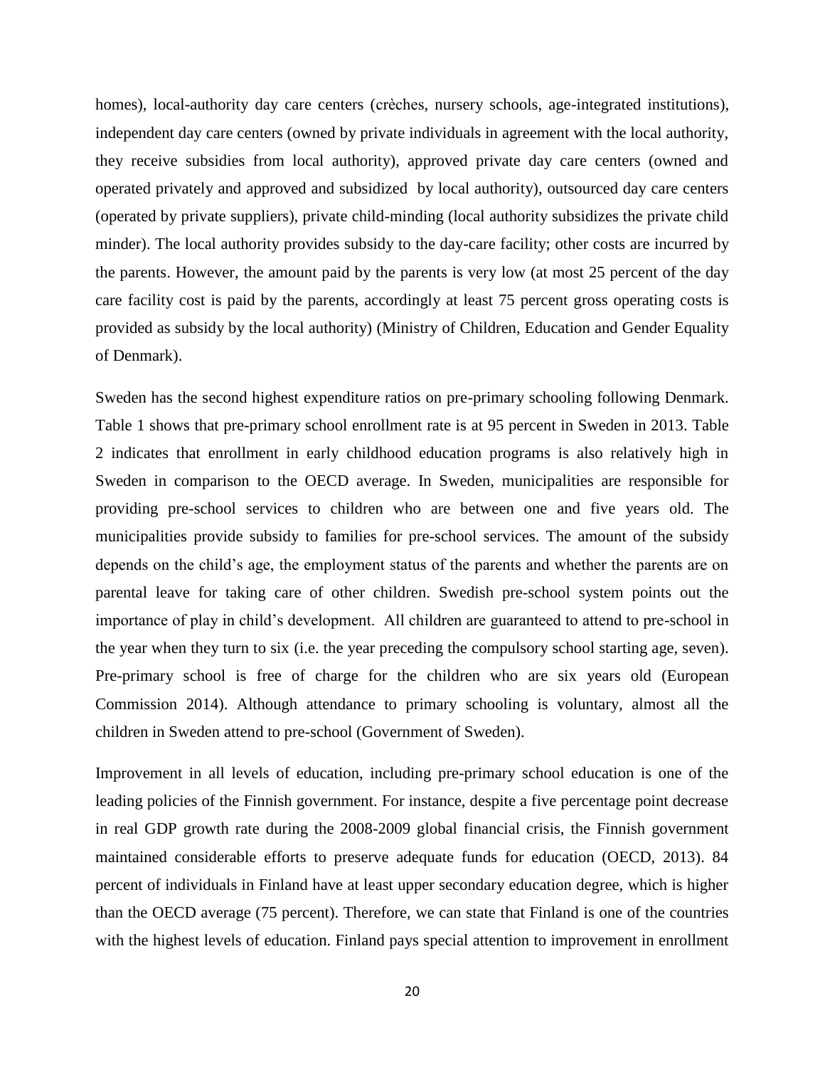homes), local-authority day care centers (crèches, nursery schools, age-integrated institutions), independent day care centers (owned by private individuals in agreement with the local authority, they receive subsidies from local authority), approved private day care centers (owned and operated privately and approved and subsidized by local authority), outsourced day care centers (operated by private suppliers), private child-minding (local authority subsidizes the private child minder). The local authority provides subsidy to the day-care facility; other costs are incurred by the parents. However, the amount paid by the parents is very low (at most 25 percent of the day care facility cost is paid by the parents, accordingly at least 75 percent gross operating costs is provided as subsidy by the local authority) (Ministry of Children, Education and Gender Equality of Denmark).

Sweden has the second highest expenditure ratios on pre-primary schooling following Denmark. Table 1 shows that pre-primary school enrollment rate is at 95 percent in Sweden in 2013. Table 2 indicates that enrollment in early childhood education programs is also relatively high in Sweden in comparison to the OECD average. In Sweden, municipalities are responsible for providing pre-school services to children who are between one and five years old. The municipalities provide subsidy to families for pre-school services. The amount of the subsidy depends on the child's age, the employment status of the parents and whether the parents are on parental leave for taking care of other children. Swedish pre-school system points out the importance of play in child's development. All children are guaranteed to attend to pre-school in the year when they turn to six (i.e. the year preceding the compulsory school starting age, seven). Pre-primary school is free of charge for the children who are six years old (European Commission 2014). Although attendance to primary schooling is voluntary, almost all the children in Sweden attend to pre-school (Government of Sweden).

Improvement in all levels of education, including pre-primary school education is one of the leading policies of the Finnish government. For instance, despite a five percentage point decrease in real GDP growth rate during the 2008-2009 global financial crisis, the Finnish government maintained considerable efforts to preserve adequate funds for education (OECD, 2013). 84 percent of individuals in Finland have at least upper secondary education degree, which is higher than the OECD average (75 percent). Therefore, we can state that Finland is one of the countries with the highest levels of education. Finland pays special attention to improvement in enrollment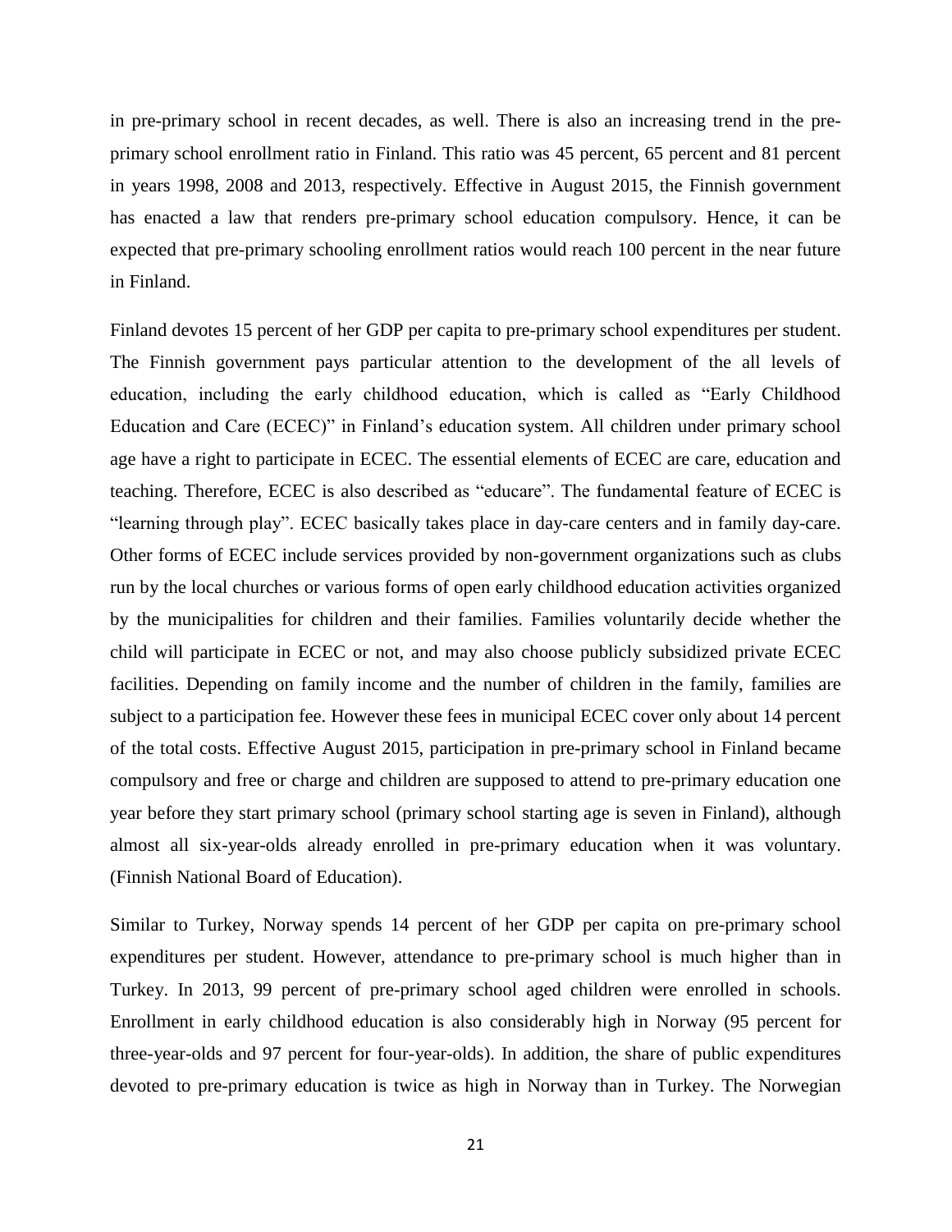in pre-primary school in recent decades, as well. There is also an increasing trend in the pre-primary school enrollment ratio in Finland. This ratio was 45 percent, 65 percent and 81 percent in years 1998, 2008 and 2013, respectively. Effective in August 2015, the Finnish government has enacted a law that renders pre-primary school education compulsory. Hence, it can be expected that pre-primary schooling enrollment ratios would reach 100 percent in the near future in Finland.

Finland devotes 15 percent of her GDP per capita to pre-primary school expenditures per student. The Finnish government pays particular attention to the development of the all levels of education, including the early childhood education, which is called as "Early Childhood Education and Care (ECEC)" in Finland's education system. All children under primary school age have a right to participate in ECEC. The essential elements of ECEC are care, education and teaching. Therefore, ECEC is also described as "educare". The fundamental feature of ECEC is "learning through play". ECEC basically takes place in day-care centers and in family day-care. Other forms of ECEC include services provided by non-government organizations such as clubs run by the local churches or various forms of open early childhood education activities organized by the municipalities for children and their families. Families voluntarily decide whether the child will participate in ECEC or not, and may also choose publicly subsidized private ECEC facilities. Depending on family income and the number of children in the family, families are subject to a participation fee. However these fees in municipal ECEC cover only about 14 percent of the total costs. Effective August 2015, participation in pre-primary school in Finland became compulsory and free or charge and children are supposed to attend to pre-primary education one year before they start primary school (primary school starting age is seven in Finland), although almost all six-year-olds already enrolled in pre-primary education when it was voluntary. (Finnish National Board of Education).

Similar to Turkey, Norway spends 14 percent of her GDP per capita on pre-primary school expenditures per student. However, attendance to pre-primary school is much higher than in Turkey. In 2013, 99 percent of pre-primary school aged children were enrolled in schools. Enrollment in early childhood education is also considerably high in Norway (95 percent for three-year-olds and 97 percent for four-year-olds). In addition, the share of public expenditures devoted to pre-primary education is twice as high in Norway than in Turkey. The Norwegian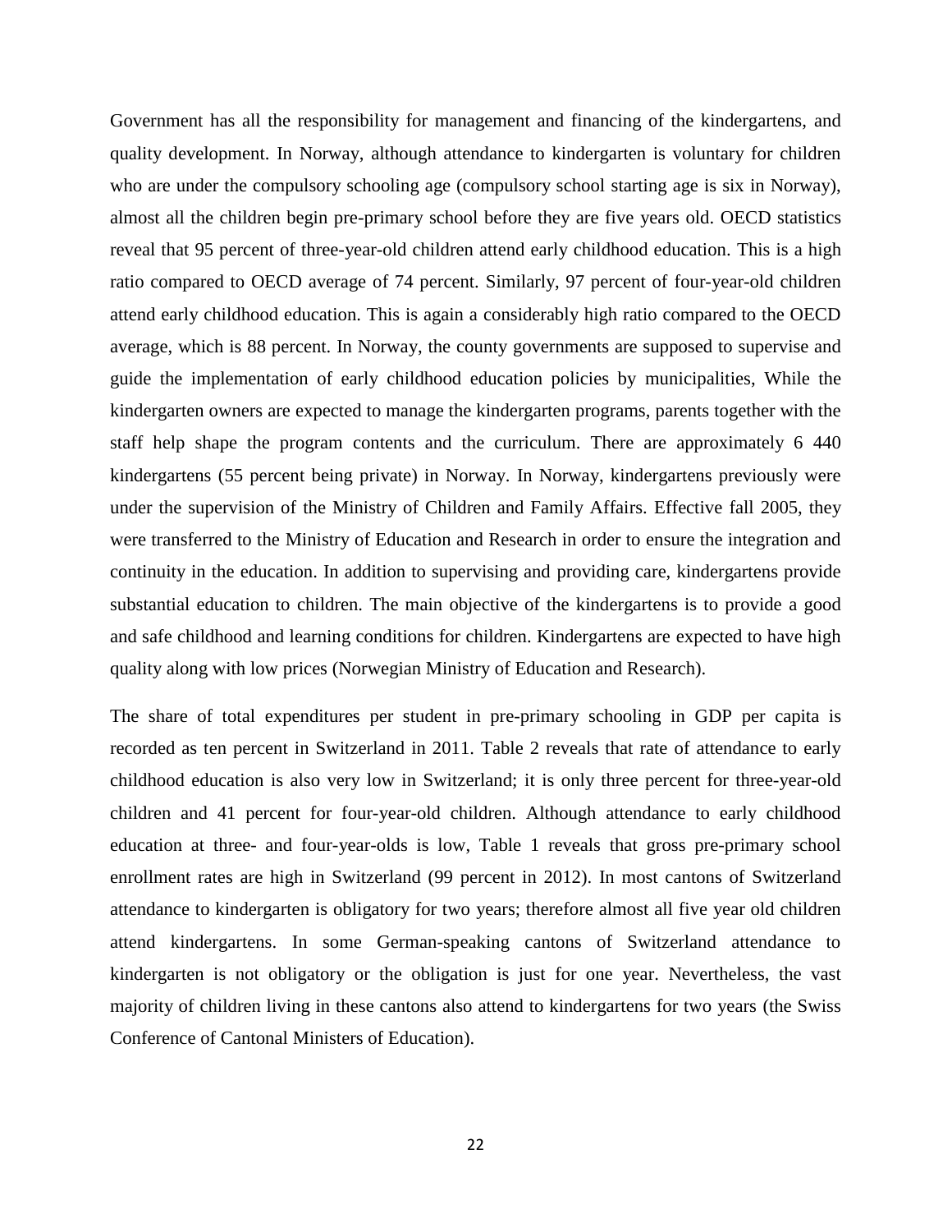Government has all the responsibility for management and financing of the kindergartens, and quality development. In Norway, although attendance to kindergarten is voluntary for children who are under the compulsory schooling age (compulsory school starting age is six in Norway), almost all the children begin pre-primary school before they are five years old. OECD statistics reveal that 95 percent of three-year-old children attend early childhood education. This is a high ratio compared to OECD average of 74 percent. Similarly, 97 percent of four-year-old children attend early childhood education. This is again a considerably high ratio compared to the OECD average, which is 88 percent. In Norway, the county governments are supposed to supervise and guide the implementation of early childhood education policies by municipalities, While the kindergarten owners are expected to manage the kindergarten programs, parents together with the staff help shape the program contents and the curriculum. There are approximately 6 440 kindergartens (55 percent being private) in Norway. In Norway, kindergartens previously were under the supervision of the Ministry of Children and Family Affairs. Effective fall 2005, they were transferred to the Ministry of Education and Research in order to ensure the integration and continuity in the education. In addition to supervising and providing care, kindergartens provide substantial education to children. The main objective of the kindergartens is to provide a good and safe childhood and learning conditions for children. Kindergartens are expected to have high quality along with low prices (Norwegian Ministry of Education and Research).

The share of total expenditures per student in pre-primary schooling in GDP per capita is recorded as ten percent in Switzerland in 2011. Table 2 reveals that rate of attendance to early childhood education is also very low in Switzerland; it is only three percent for three-year-old children and 41 percent for four-year-old children. Although attendance to early childhood education at three- and four-year-olds is low, Table 1 reveals that gross pre-primary school enrollment rates are high in Switzerland (99 percent in 2012). In most cantons of Switzerland attendance to kindergarten is obligatory for two years; therefore almost all five year old children attend kindergartens. In some German-speaking cantons of Switzerland attendance to kindergarten is not obligatory or the obligation is just for one year. Nevertheless, the vast majority of children living in these cantons also attend to kindergartens for two years (the Swiss Conference of Cantonal Ministers of Education).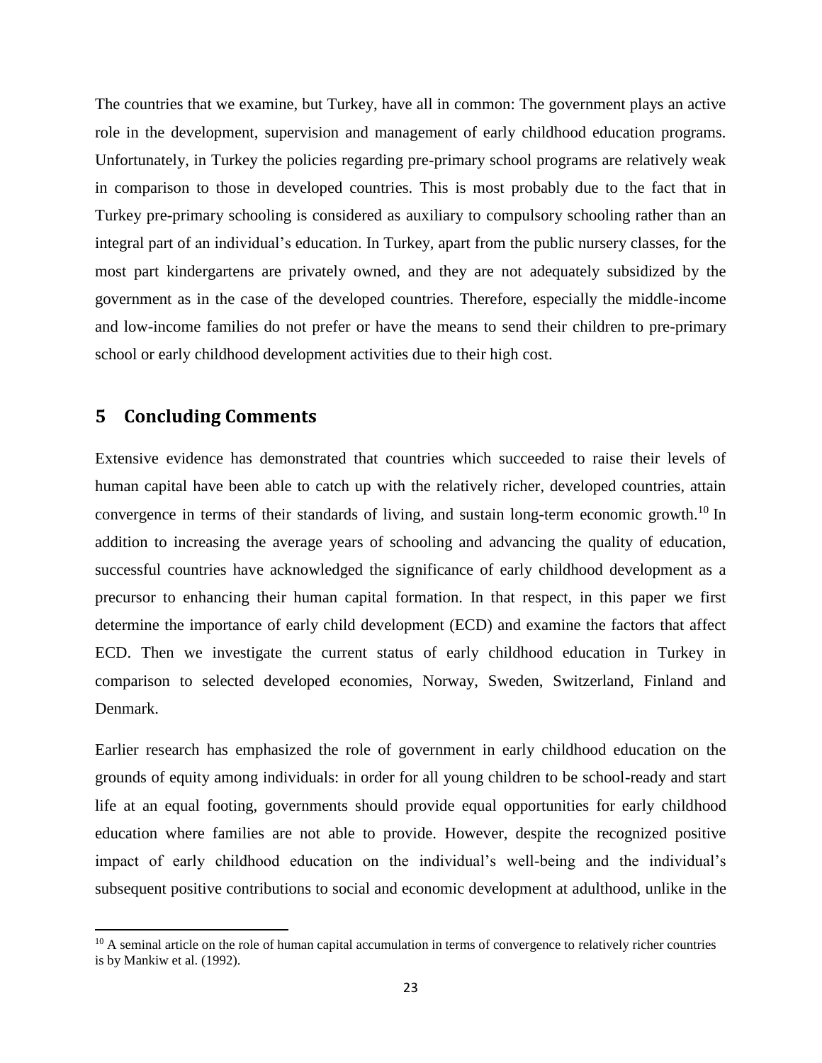The countries that we examine, but Turkey, have all in common: The government plays an active role in the development, supervision and management of early childhood education programs. Unfortunately, in Turkey the policies regarding pre-primary school programs are relatively weak in comparison to those in developed countries. This is most probably due to the fact that in Turkey pre-primary schooling is considered as auxiliary to compulsory schooling rather than an integral part of an individual's education. In Turkey, apart from the public nursery classes, for the most part kindergartens are privately owned, and they are not adequately subsidized by the government as in the case of the developed countries. Therefore, especially the middle-income and low-income families do not prefer or have the means to send their children to pre-primary school or early childhood development activities due to their high cost.

## 5 Concluding Comments

Extensive evidence has demonstrated that countries which succeeded to raise their levels of human capital have been able to catch up with the relatively richer, developed countries, attain convergence in terms of their standards of living, and sustain long-term economic growth.[10] In addition to increasing the average years of schooling and advancing the quality of education, successful countries have acknowledged the significance of early childhood development as a precursor to enhancing their human capital formation. In that respect, in this paper we first determine the importance of early child development (ECD) and examine the factors that affect ECD. Then we investigate the current status of early childhood education in Turkey in comparison to selected developed economies, Norway, Sweden, Switzerland, Finland and Denmark.

Earlier research has emphasized the role of government in early childhood education on the grounds of equity among individuals: in order for all young children to be school-ready and start life at an equal footing, governments should provide equal opportunities for early childhood education where families are not able to provide. However, despite the recognized positive impact of early childhood education on the individual's well-being and the individual's subsequent positive contributions to social and economic development at adulthood, unlike in the

[10] A seminal article on the role of human capital accumulation in terms of convergence to relatively richer countries is by Mankiw et al. (1992).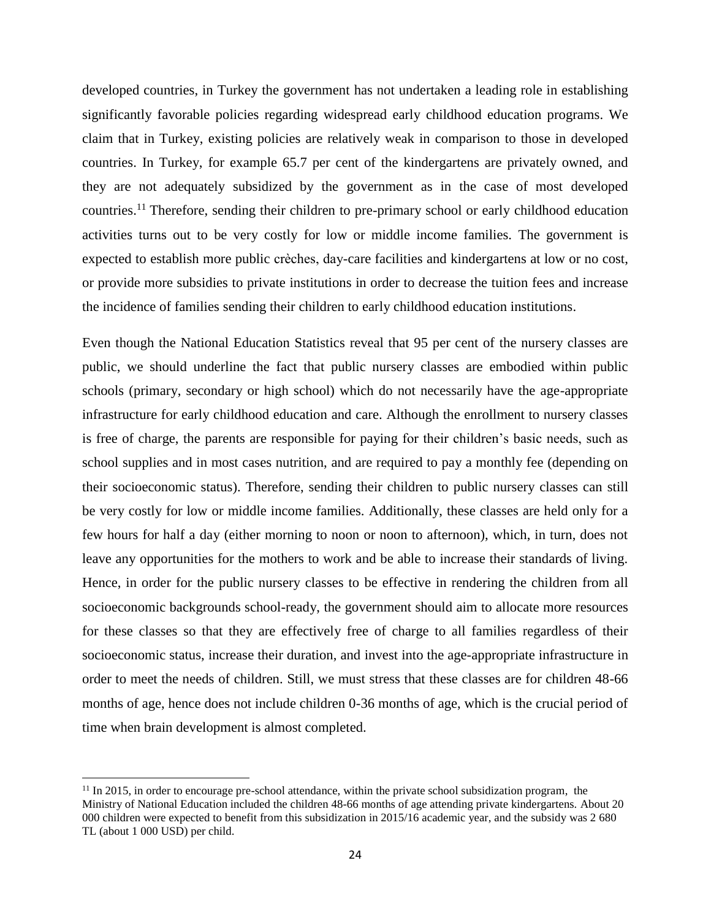developed countries, in Turkey the government has not undertaken a leading role in establishing significantly favorable policies regarding widespread early childhood education programs. We claim that in Turkey, existing policies are relatively weak in comparison to those in developed countries. In Turkey, for example 65.7 per cent of the kindergartens are privately owned, and they are not adequately subsidized by the government as in the case of most developed countries.[11] Therefore, sending their children to pre-primary school or early childhood education activities turns out to be very costly for low or middle income families. The government is expected to establish more public crèches, day-care facilities and kindergartens at low or no cost, or provide more subsidies to private institutions in order to decrease the tuition fees and increase the incidence of families sending their children to early childhood education institutions.

Even though the National Education Statistics reveal that 95 per cent of the nursery classes are public, we should underline the fact that public nursery classes are embodied within public schools (primary, secondary or high school) which do not necessarily have the age-appropriate infrastructure for early childhood education and care. Although the enrollment to nursery classes is free of charge, the parents are responsible for paying for their children's basic needs, such as school supplies and in most cases nutrition, and are required to pay a monthly fee (depending on their socioeconomic status). Therefore, sending their children to public nursery classes can still be very costly for low or middle income families. Additionally, these classes are held only for a few hours for half a day (either morning to noon or noon to afternoon), which, in turn, does not leave any opportunities for the mothers to work and be able to increase their standards of living. Hence, in order for the public nursery classes to be effective in rendering the children from all socioeconomic backgrounds school-ready, the government should aim to allocate more resources for these classes so that they are effectively free of charge to all families regardless of their socioeconomic status, increase their duration, and invest into the age-appropriate infrastructure in order to meet the needs of children. Still, we must stress that these classes are for children 48-66 months of age, hence does not include children 0-36 months of age, which is the crucial period of time when brain development is almost completed.

---

[11] In 2015, in order to encourage pre-school attendance, within the private school subsidization program, the Ministry of National Education included the children 48-66 months of age attending private kindergartens. About 20 000 children were expected to benefit from this subsidization in 2015/16 academic year, and the subsidy was 2 680 TL (about 1 000 USD) per child.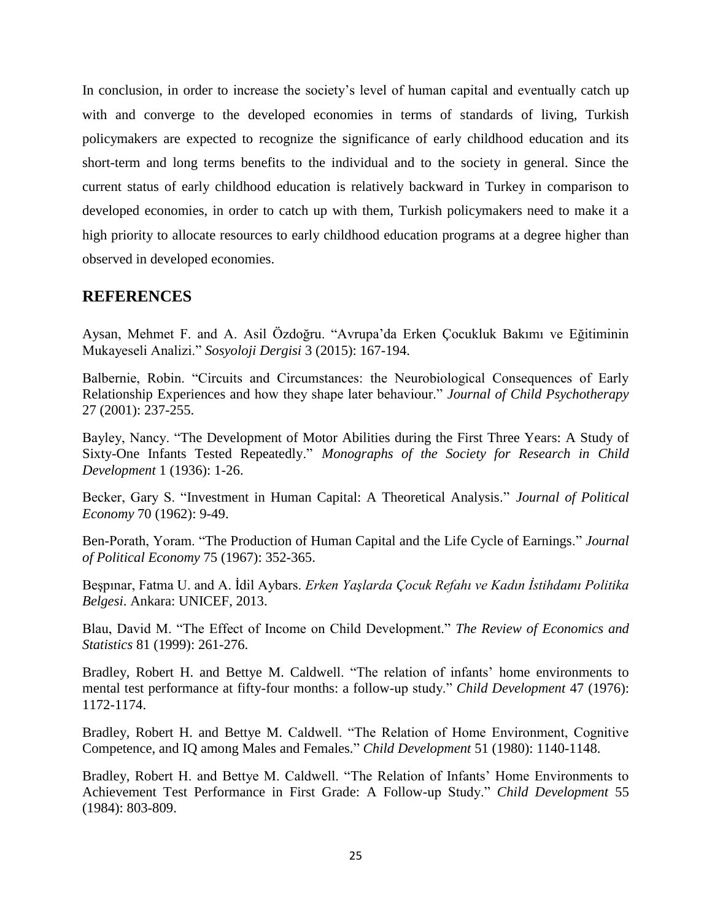In conclusion, in order to increase the society's level of human capital and eventually catch up with and converge to the developed economies in terms of standards of living, Turkish policymakers are expected to recognize the significance of early childhood education and its short-term and long terms benefits to the individual and to the society in general. Since the current status of early childhood education is relatively backward in Turkey in comparison to developed economies, in order to catch up with them, Turkish policymakers need to make it a high priority to allocate resources to early childhood education programs at a degree higher than observed in developed economies.

## REFERENCES

Aysan, Mehmet F. and A. Asil Özdoğru. "Avrupa'da Erken Çocukluk Bakımı ve Eğitiminin Mukayeseli Analizi." *Sosyoloji Dergisi* 3 (2015): 167-194.

Balbernie, Robin. "Circuits and Circumstances: the Neurobiological Consequences of Early Relationship Experiences and how they shape later behaviour." *Journal of Child Psychotherapy* 27 (2001): 237-255.

Bayley, Nancy. "The Development of Motor Abilities during the First Three Years: A Study of Sixty-One Infants Tested Repeatedly." *Monographs of the Society for Research in Child Development* 1 (1936): 1-26.

Becker, Gary S. "Investment in Human Capital: A Theoretical Analysis." *Journal of Political Economy* 70 (1962): 9-49.

Ben-Porath, Yoram. "The Production of Human Capital and the Life Cycle of Earnings." *Journal of Political Economy* 75 (1967): 352-365.

Beşpınar, Fatma U. and A. İdil Aybars. *Erken Yaşlarda Çocuk Refahı ve Kadın İstihdamı Politika Belgesi*. Ankara: UNICEF, 2013.

Blau, David M. "The Effect of Income on Child Development." *The Review of Economics and Statistics* 81 (1999): 261-276.

Bradley, Robert H. and Bettye M. Caldwell. "The relation of infants' home environments to mental test performance at fifty-four months: a follow-up study." *Child Development* 47 (1976): 1172-1174.

Bradley, Robert H. and Bettye M. Caldwell. "The Relation of Home Environment, Cognitive Competence, and IQ among Males and Females." *Child Development* 51 (1980): 1140-1148.

Bradley, Robert H. and Bettye M. Caldwell. "The Relation of Infants' Home Environments to Achievement Test Performance in First Grade: A Follow-up Study." *Child Development* 55 (1984): 803-809.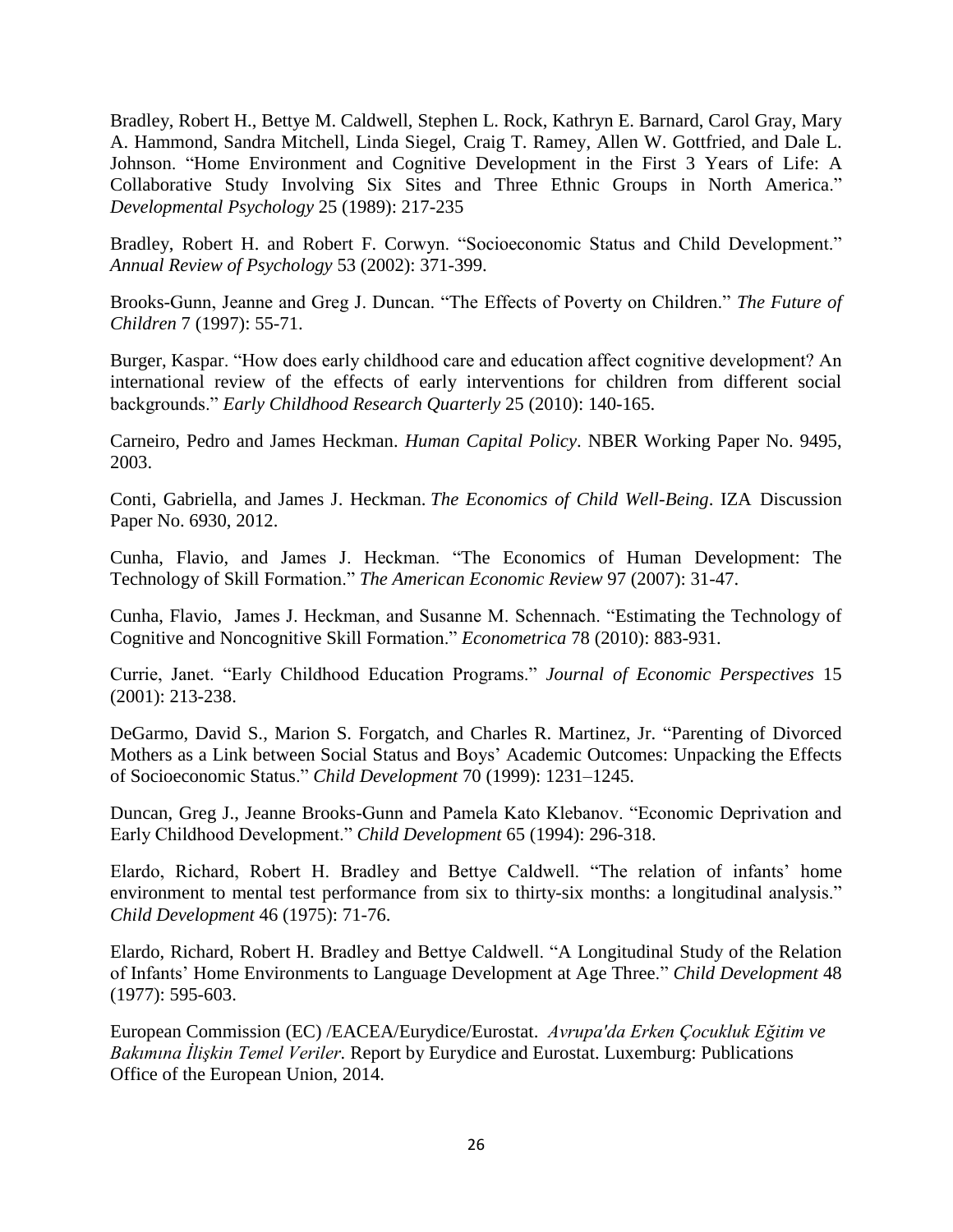Bradley, Robert H., Bettye M. Caldwell, Stephen L. Rock, Kathryn E. Barnard, Carol Gray, Mary A. Hammond, Sandra Mitchell, Linda Siegel, Craig T. Ramey, Allen W. Gottfried, and Dale L. Johnson. "Home Environment and Cognitive Development in the First 3 Years of Life: A Collaborative Study Involving Six Sites and Three Ethnic Groups in North America." *Developmental Psychology* 25 (1989): 217-235

Bradley, Robert H. and Robert F. Corwyn. "Socioeconomic Status and Child Development." *Annual Review of Psychology* 53 (2002): 371-399.

Brooks-Gunn, Jeanne and Greg J. Duncan. "The Effects of Poverty on Children." *The Future of Children* 7 (1997): 55-71.

Burger, Kaspar. "How does early childhood care and education affect cognitive development? An international review of the effects of early interventions for children from different social backgrounds." *Early Childhood Research Quarterly* 25 (2010): 140-165.

Carneiro, Pedro and James Heckman. *Human Capital Policy*. NBER Working Paper No. 9495, 2003.

Conti, Gabriella, and James J. Heckman. *The Economics of Child Well-Being*. IZA Discussion Paper No. 6930, 2012.

Cunha, Flavio, and James J. Heckman. "The Economics of Human Development: The Technology of Skill Formation." *The American Economic Review* 97 (2007): 31-47.

Cunha, Flavio, James J. Heckman, and Susanne M. Schennach. "Estimating the Technology of Cognitive and Noncognitive Skill Formation." *Econometrica* 78 (2010): 883-931.

Currie, Janet. "Early Childhood Education Programs." *Journal of Economic Perspectives* 15 (2001): 213-238.

DeGarmo, David S., Marion S. Forgatch, and Charles R. Martinez, Jr. "Parenting of Divorced Mothers as a Link between Social Status and Boys' Academic Outcomes: Unpacking the Effects of Socioeconomic Status." *Child Development* 70 (1999): 1231–1245.

Duncan, Greg J., Jeanne Brooks-Gunn and Pamela Kato Klebanov. "Economic Deprivation and Early Childhood Development." *Child Development* 65 (1994): 296-318.

Elardo, Richard, Robert H. Bradley and Bettye Caldwell. "The relation of infants' home environment to mental test performance from six to thirty-six months: a longitudinal analysis." *Child Development* 46 (1975): 71-76.

Elardo, Richard, Robert H. Bradley and Bettye Caldwell. "A Longitudinal Study of the Relation of Infants' Home Environments to Language Development at Age Three." *Child Development* 48 (1977): 595-603.

European Commission (EC) /EACEA/Eurydice/Eurostat. *Avrupa'da Erken Çocukluk Eğitim ve Bakımına İlişkin Temel Veriler*. Report by Eurydice and Eurostat. Luxemburg: Publications Office of the European Union, 2014.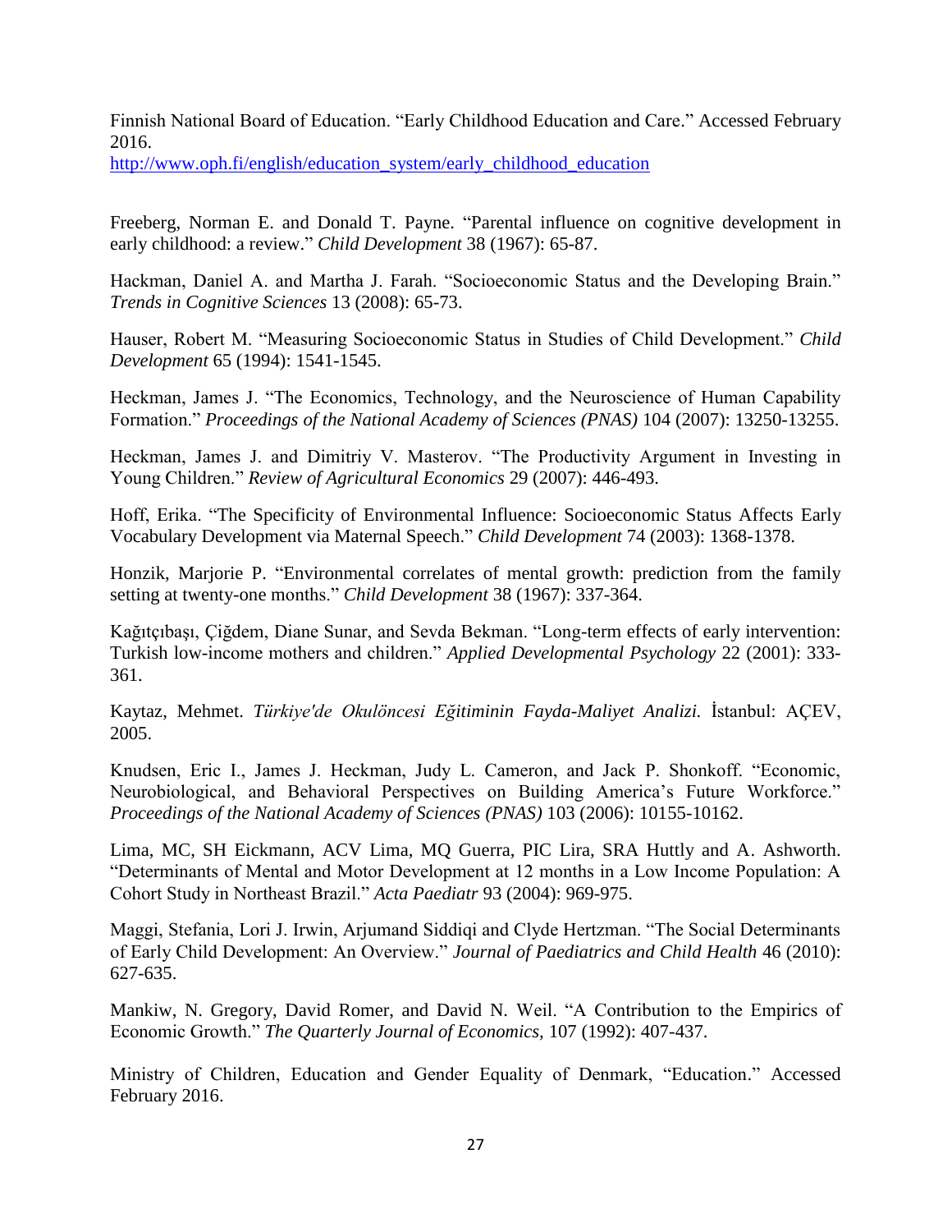Finnish National Board of Education. "Early Childhood Education and Care." Accessed February 2016.
http://www.oph.fi/english/education_system/early_childhood_education

Freeberg, Norman E. and Donald T. Payne. "Parental influence on cognitive development in early childhood: a review." *Child Development* 38 (1967): 65-87.

Hackman, Daniel A. and Martha J. Farah. "Socioeconomic Status and the Developing Brain." *Trends in Cognitive Sciences* 13 (2008): 65-73.

Hauser, Robert M. "Measuring Socioeconomic Status in Studies of Child Development." *Child Development* 65 (1994): 1541-1545.

Heckman, James J. "The Economics, Technology, and the Neuroscience of Human Capability Formation." *Proceedings of the National Academy of Sciences (PNAS)* 104 (2007): 13250-13255.

Heckman, James J. and Dimitriy V. Masterov. "The Productivity Argument in Investing in Young Children." *Review of Agricultural Economics* 29 (2007): 446-493.

Hoff, Erika. "The Specificity of Environmental Influence: Socioeconomic Status Affects Early Vocabulary Development via Maternal Speech." *Child Development* 74 (2003): 1368-1378.

Honzik, Marjorie P. "Environmental correlates of mental growth: prediction from the family setting at twenty-one months." *Child Development* 38 (1967): 337-364.

Kağıtçıbaşı, Çiğdem, Diane Sunar, and Sevda Bekman. "Long-term effects of early intervention: Turkish low-income mothers and children." *Applied Developmental Psychology* 22 (2001): 333-361.

Kaytaz, Mehmet. *Türkiye'de Okulöncesi Eğitiminin Fayda-Maliyet Analizi.* İstanbul: AÇEV, 2005.

Knudsen, Eric I., James J. Heckman, Judy L. Cameron, and Jack P. Shonkoff. "Economic, Neurobiological, and Behavioral Perspectives on Building America's Future Workforce." *Proceedings of the National Academy of Sciences (PNAS)* 103 (2006): 10155-10162.

Lima, MC, SH Eickmann, ACV Lima, MQ Guerra, PIC Lira, SRA Huttly and A. Ashworth. "Determinants of Mental and Motor Development at 12 months in a Low Income Population: A Cohort Study in Northeast Brazil." *Acta Paediatr* 93 (2004): 969-975.

Maggi, Stefania, Lori J. Irwin, Arjumand Siddiqi and Clyde Hertzman. "The Social Determinants of Early Child Development: An Overview." *Journal of Paediatrics and Child Health* 46 (2010): 627-635.

Mankiw, N. Gregory, David Romer, and David N. Weil. "A Contribution to the Empirics of Economic Growth." *The Quarterly Journal of Economics,* 107 (1992): 407-437.

Ministry of Children, Education and Gender Equality of Denmark, "Education." Accessed February 2016.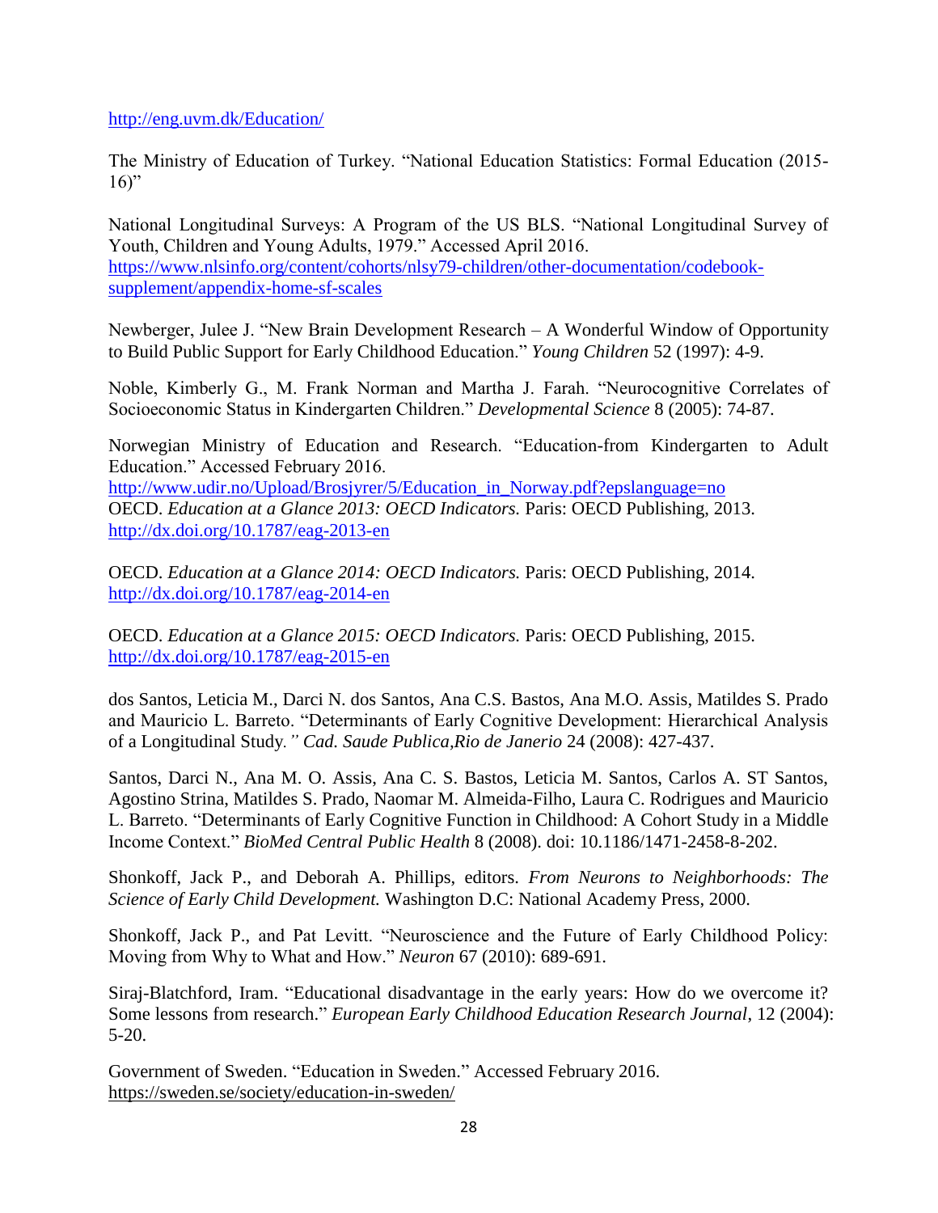http://eng.uvm.dk/Education/

The Ministry of Education of Turkey. "National Education Statistics: Formal Education (2015-16)"

National Longitudinal Surveys: A Program of the US BLS. "National Longitudinal Survey of Youth, Children and Young Adults, 1979." Accessed April 2016. https://www.nlsinfo.org/content/cohorts/nlsy79-children/other-documentation/codebook-supplement/appendix-home-sf-scales

Newberger, Julee J. "New Brain Development Research – A Wonderful Window of Opportunity to Build Public Support for Early Childhood Education." *Young Children* 52 (1997): 4-9.

Noble, Kimberly G., M. Frank Norman and Martha J. Farah. "Neurocognitive Correlates of Socioeconomic Status in Kindergarten Children." *Developmental Science* 8 (2005): 74-87.

Norwegian Ministry of Education and Research. "Education-from Kindergarten to Adult Education." Accessed February 2016. http://www.udir.no/Upload/Brosjyrer/5/Education_in_Norway.pdf?epslanguage=no

OECD. *Education at a Glance 2013: OECD Indicators.* Paris: OECD Publishing, 2013. http://dx.doi.org/10.1787/eag-2013-en

OECD. *Education at a Glance 2014: OECD Indicators.* Paris: OECD Publishing, 2014. http://dx.doi.org/10.1787/eag-2014-en

OECD. *Education at a Glance 2015: OECD Indicators.* Paris: OECD Publishing, 2015. http://dx.doi.org/10.1787/eag-2015-en

dos Santos, Leticia M., Darci N. dos Santos, Ana C.S. Bastos, Ana M.O. Assis, Matildes S. Prado and Mauricio L. Barreto. "Determinants of Early Cognitive Development: Hierarchical Analysis of a Longitudinal Study*." Cad. Saude Publica,Rio de Janerio* 24 (2008): 427-437.

Santos, Darci N., Ana M. O. Assis, Ana C. S. Bastos, Leticia M. Santos, Carlos A. ST Santos, Agostino Strina, Matildes S. Prado, Naomar M. Almeida-Filho, Laura C. Rodrigues and Mauricio L. Barreto. "Determinants of Early Cognitive Function in Childhood: A Cohort Study in a Middle Income Context." *BioMed Central Public Health* 8 (2008). doi: 10.1186/1471-2458-8-202.

Shonkoff, Jack P., and Deborah A. Phillips, editors. *From Neurons to Neighborhoods: The Science of Early Child Development.* Washington D.C: National Academy Press, 2000.

Shonkoff, Jack P., and Pat Levitt. "Neuroscience and the Future of Early Childhood Policy: Moving from Why to What and How." *Neuron* 67 (2010): 689-691.

Siraj-Blatchford, Iram. "Educational disadvantage in the early years: How do we overcome it? Some lessons from research." *European Early Childhood Education Research Journal*, 12 (2004): 5-20.

Government of Sweden. "Education in Sweden." Accessed February 2016. https://sweden.se/society/education-in-sweden/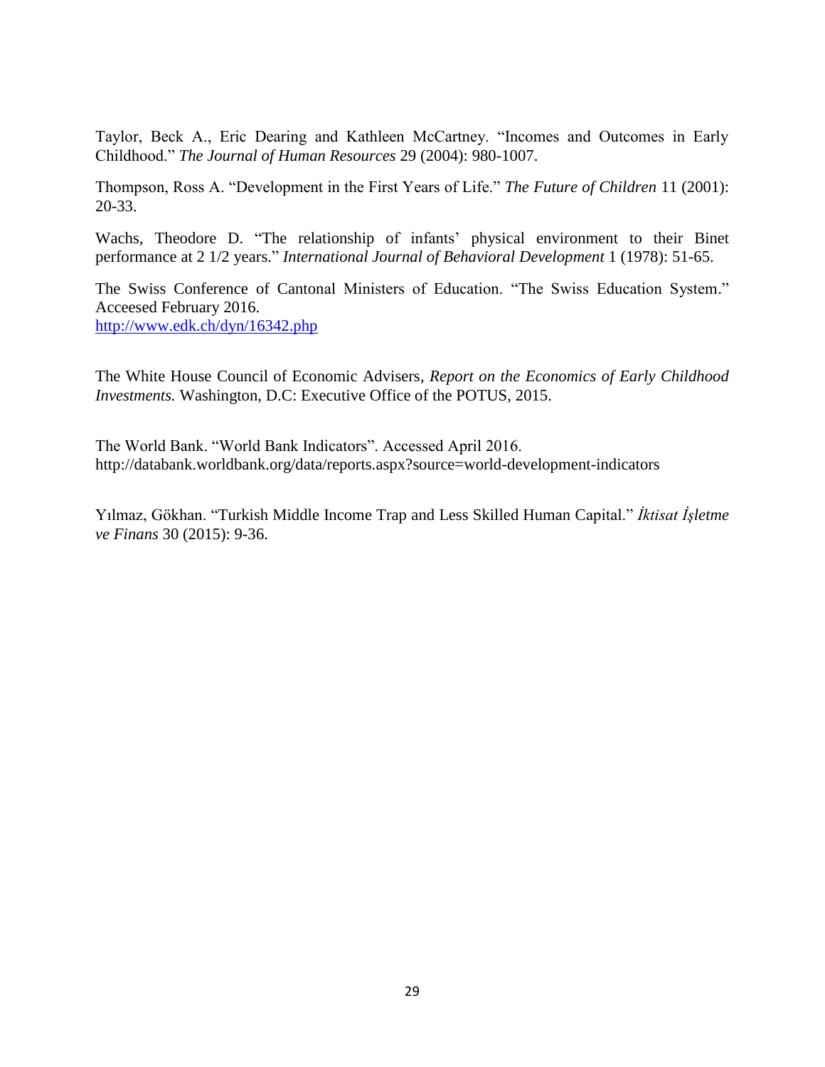Taylor, Beck A., Eric Dearing and Kathleen McCartney. "Incomes and Outcomes in Early Childhood." *The Journal of Human Resources* 29 (2004): 980-1007.

Thompson, Ross A. "Development in the First Years of Life." *The Future of Children* 11 (2001): 20-33.

Wachs, Theodore D. "The relationship of infants' physical environment to their Binet performance at 2 1/2 years." *International Journal of Behavioral Development* 1 (1978): 51-65.

The Swiss Conference of Cantonal Ministers of Education. "The Swiss Education System." Acceesed February 2016.
http://www.edk.ch/dyn/16342.php

The White House Council of Economic Advisers, *Report on the Economics of Early Childhood Investments.* Washington, D.C: Executive Office of the POTUS, 2015.

The World Bank. "World Bank Indicators". Accessed April 2016.
http://databank.worldbank.org/data/reports.aspx?source=world-development-indicators

Yılmaz, Gökhan. "Turkish Middle Income Trap and Less Skilled Human Capital." *İktisat İşletme ve Finans* 30 (2015): 9-36.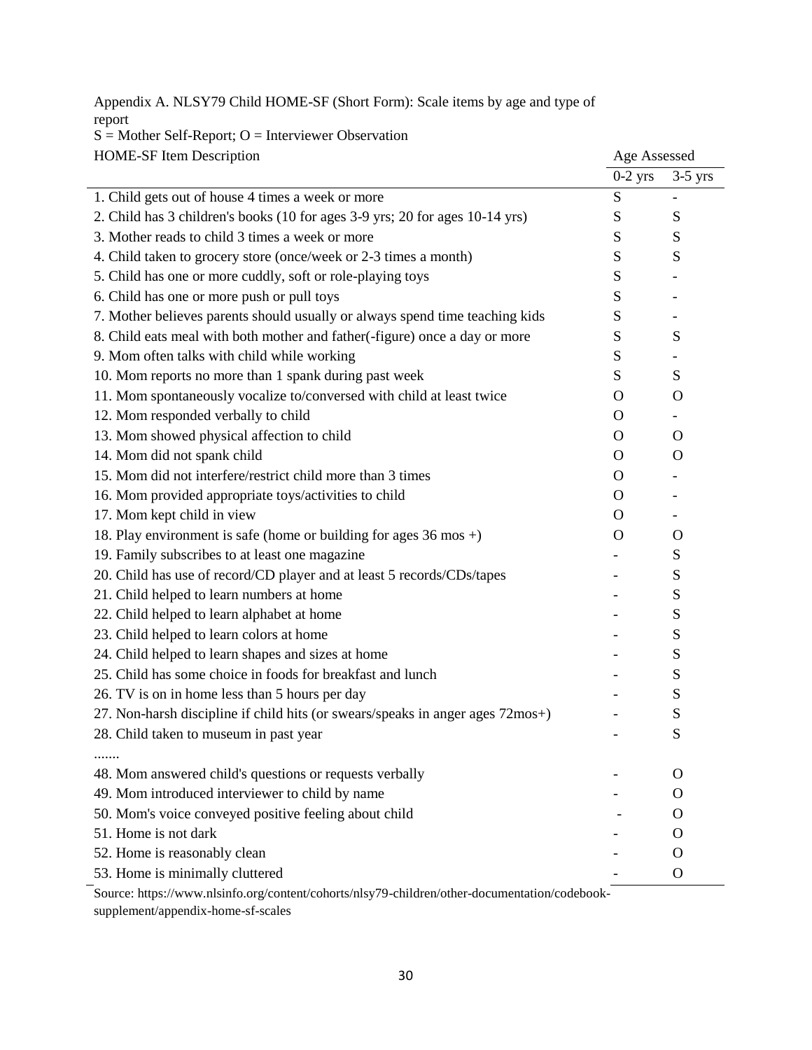Appendix A. NLSY79 Child HOME-SF (Short Form): Scale items by age and type of report

S = Mother Self-Report; O = Interviewer Observation

| HOME-SF Item Description | Age Assessed | |
|---|---|---|
| | 0-2 yrs | 3-5 yrs |
| 1. Child gets out of house 4 times a week or more | S | - |
| 2. Child has 3 children's books (10 for ages 3-9 yrs; 20 for ages 10-14 yrs) | S | S |
| 3. Mother reads to child 3 times a week or more | S | S |
| 4. Child taken to grocery store (once/week or 2-3 times a month) | S | S |
| 5. Child has one or more cuddly, soft or role-playing toys | S | - |
| 6. Child has one or more push or pull toys | S | - |
| 7. Mother believes parents should usually or always spend time teaching kids | S | - |
| 8. Child eats meal with both mother and father(-figure) once a day or more | S | S |
| 9. Mom often talks with child while working | S | - |
| 10. Mom reports no more than 1 spank during past week | S | S |
| 11. Mom spontaneously vocalize to/conversed with child at least twice | O | O |
| 12. Mom responded verbally to child | O | - |
| 13. Mom showed physical affection to child | O | O |
| 14. Mom did not spank child | O | O |
| 15. Mom did not interfere/restrict child more than 3 times | O | - |
| 16. Mom provided appropriate toys/activities to child | O | - |
| 17. Mom kept child in view | O | - |
| 18. Play environment is safe (home or building for ages 36 mos +) | O | O |
| 19. Family subscribes to at least one magazine | - | S |
| 20. Child has use of record/CD player and at least 5 records/CDs/tapes | - | S |
| 21. Child helped to learn numbers at home | - | S |
| 22. Child helped to learn alphabet at home | - | S |
| 23. Child helped to learn colors at home | - | S |
| 24. Child helped to learn shapes and sizes at home | - | S |
| 25. Child has some choice in foods for breakfast and lunch | - | S |
| 26. TV is on in home less than 5 hours per day | - | S |
| 27. Non-harsh discipline if child hits (or swears/speaks in anger ages 72mos+) | - | S |
| 28. Child taken to museum in past year | - | S |
| ....... | | |
| 48. Mom answered child's questions or requests verbally | - | O |
| 49. Mom introduced interviewer to child by name | - | O |
| 50. Mom's voice conveyed positive feeling about child | - | O |
| 51. Home is not dark | - | O |
| 52. Home is reasonably clean | - | O |
| 53. Home is minimally cluttered | - | O |

Source: https://www.nlsinfo.org/content/cohorts/nlsy79-children/other-documentation/codebook-supplement/appendix-home-sf-scales